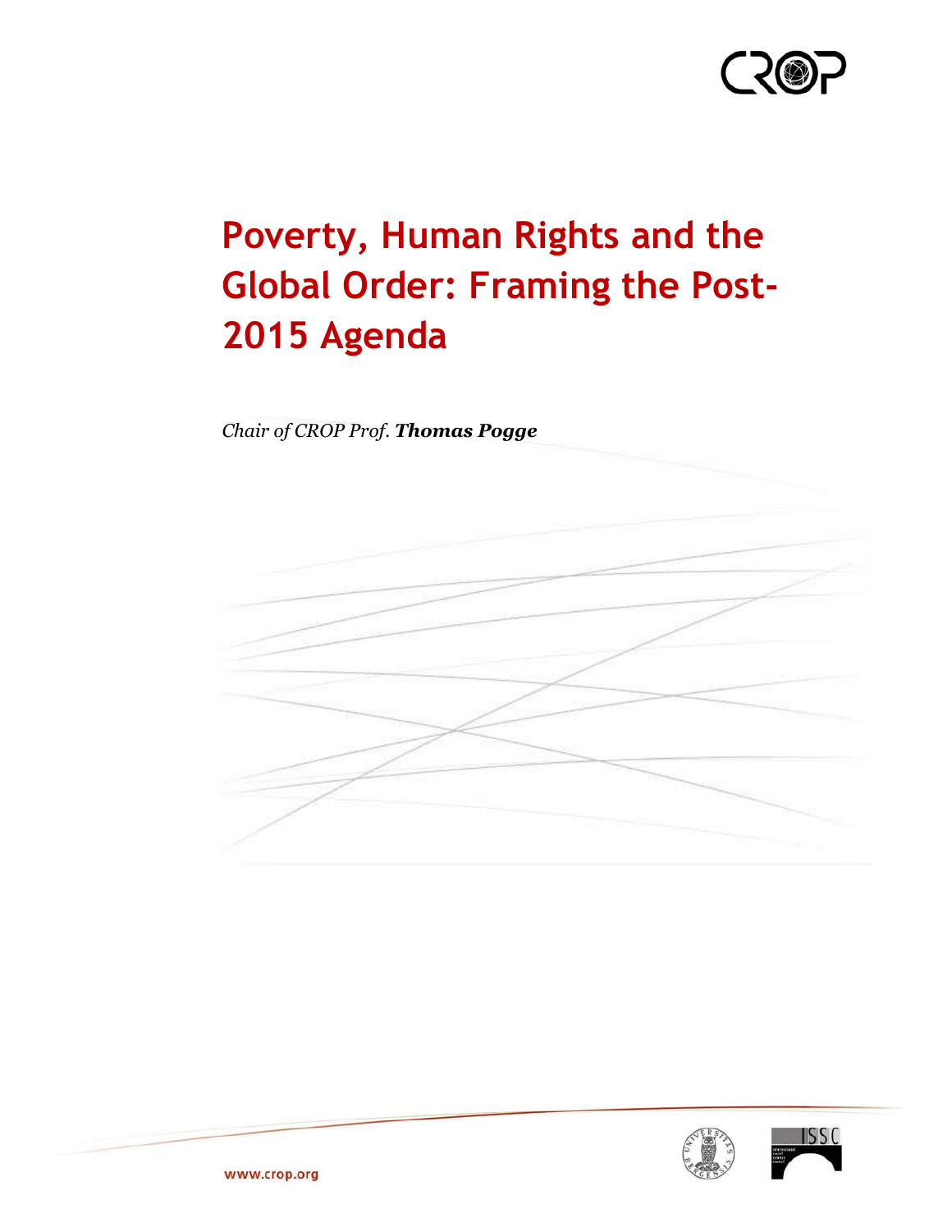CROP

# Poverty, Human Rights and the Global Order: Framing the Post-2015 Agenda

*Chair of CROP Prof.* ***Thomas Pogge***

www.crop.org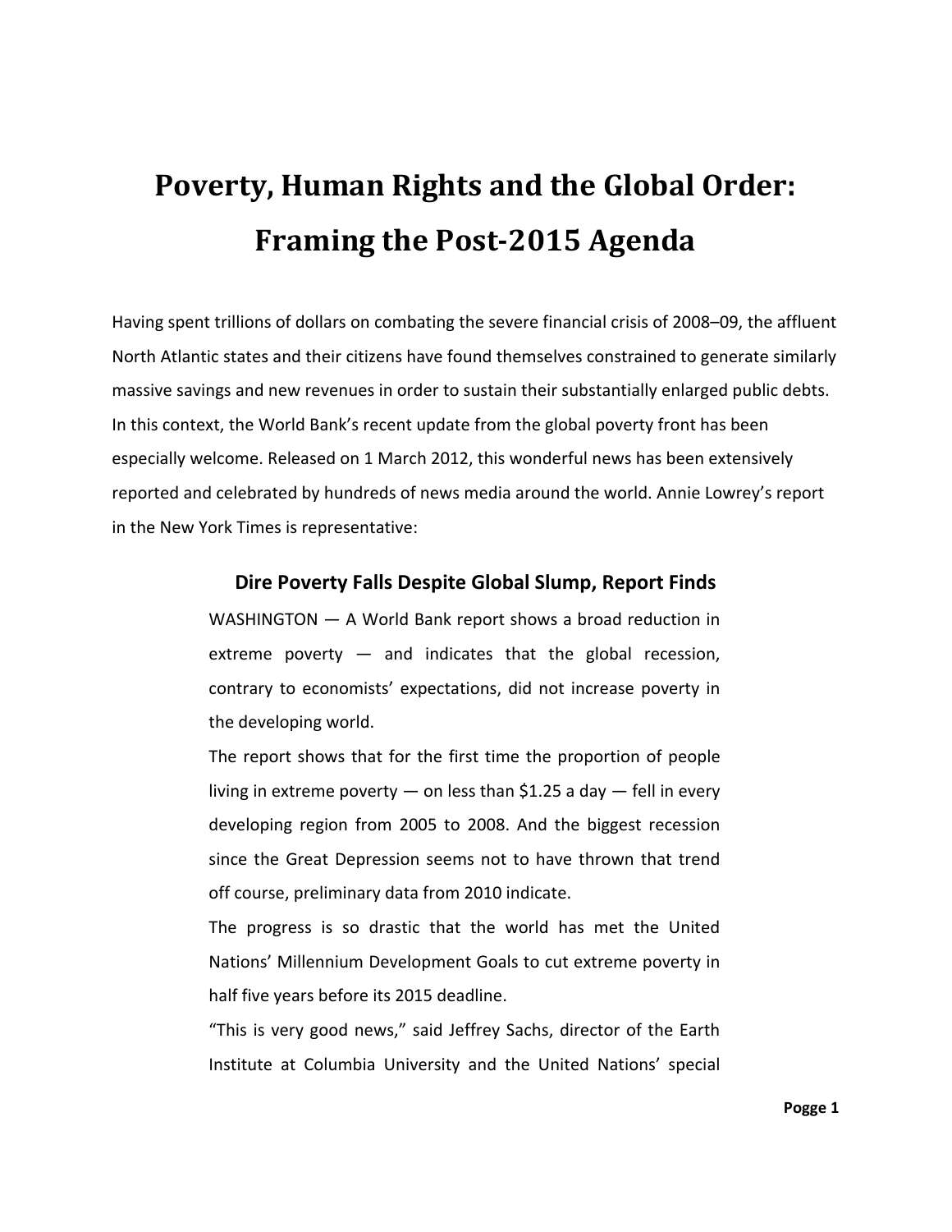// Illegible — no text extracted.
# Poverty, Human Rights and the Global Order: Framing the Post-2015 Agenda

Having spent trillions of dollars on combating the severe financial crisis of 2008–09, the affluent North Atlantic states and their citizens have found themselves constrained to generate similarly massive savings and new revenues in order to sustain their substantially enlarged public debts. In this context, the World Bank's recent update from the global poverty front has been especially welcome. Released on 1 March 2012, this wonderful news has been extensively reported and celebrated by hundreds of news media around the world. Annie Lowrey's report in the New York Times is representative:

> **Dire Poverty Falls Despite Global Slump, Report Finds**
>
> WASHINGTON — A World Bank report shows a broad reduction in extreme poverty — and indicates that the global recession, contrary to economists' expectations, did not increase poverty in the developing world.
>
> The report shows that for the first time the proportion of people living in extreme poverty — on less than $1.25 a day — fell in every developing region from 2005 to 2008. And the biggest recession since the Great Depression seems not to have thrown that trend off course, preliminary data from 2010 indicate.
>
> The progress is so drastic that the world has met the United Nations' Millennium Development Goals to cut extreme poverty in half five years before its 2015 deadline.
>
> "This is very good news," said Jeffrey Sachs, director of the Earth Institute at Columbia University and the United Nations' special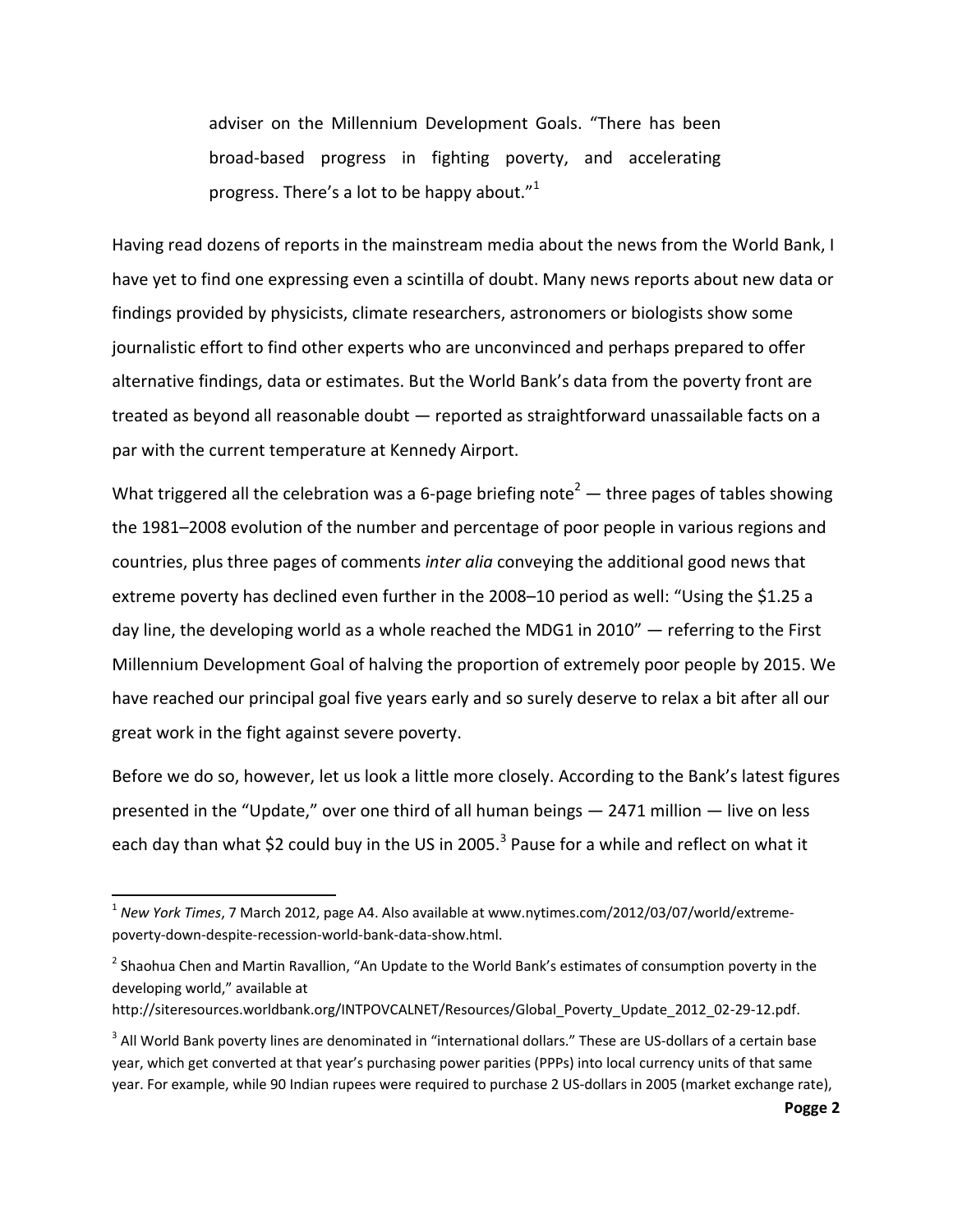> adviser on the Millennium Development Goals. "There has been broad-based progress in fighting poverty, and accelerating progress. There's a lot to be happy about."[1]

Having read dozens of reports in the mainstream media about the news from the World Bank, I have yet to find one expressing even a scintilla of doubt. Many news reports about new data or findings provided by physicists, climate researchers, astronomers or biologists show some journalistic effort to find other experts who are unconvinced and perhaps prepared to offer alternative findings, data or estimates. But the World Bank's data from the poverty front are treated as beyond all reasonable doubt — reported as straightforward unassailable facts on a par with the current temperature at Kennedy Airport.

What triggered all the celebration was a 6-page briefing note[2] — three pages of tables showing the 1981–2008 evolution of the number and percentage of poor people in various regions and countries, plus three pages of comments *inter alia* conveying the additional good news that extreme poverty has declined even further in the 2008–10 period as well: "Using the $1.25 a day line, the developing world as a whole reached the MDG1 in 2010" — referring to the First Millennium Development Goal of halving the proportion of extremely poor people by 2015. We have reached our principal goal five years early and so surely deserve to relax a bit after all our great work in the fight against severe poverty.

Before we do so, however, let us look a little more closely. According to the Bank's latest figures presented in the "Update," over one third of all human beings — 2471 million — live on less each day than what $2 could buy in the US in 2005.[3] Pause for a while and reflect on what it

---

[1] *New York Times*, 7 March 2012, page A4. Also available at www.nytimes.com/2012/03/07/world/extreme-poverty-down-despite-recession-world-bank-data-show.html.

[2] Shaohua Chen and Martin Ravallion, "An Update to the World Bank's estimates of consumption poverty in the developing world," available at http://siteresources.worldbank.org/INTPOVCALNET/Resources/Global_Poverty_Update_2012_02-29-12.pdf.

[3] All World Bank poverty lines are denominated in "international dollars." These are US-dollars of a certain base year, which get converted at that year's purchasing power parities (PPPs) into local currency units of that same year. For example, while 90 Indian rupees were required to purchase 2 US-dollars in 2005 (market exchange rate),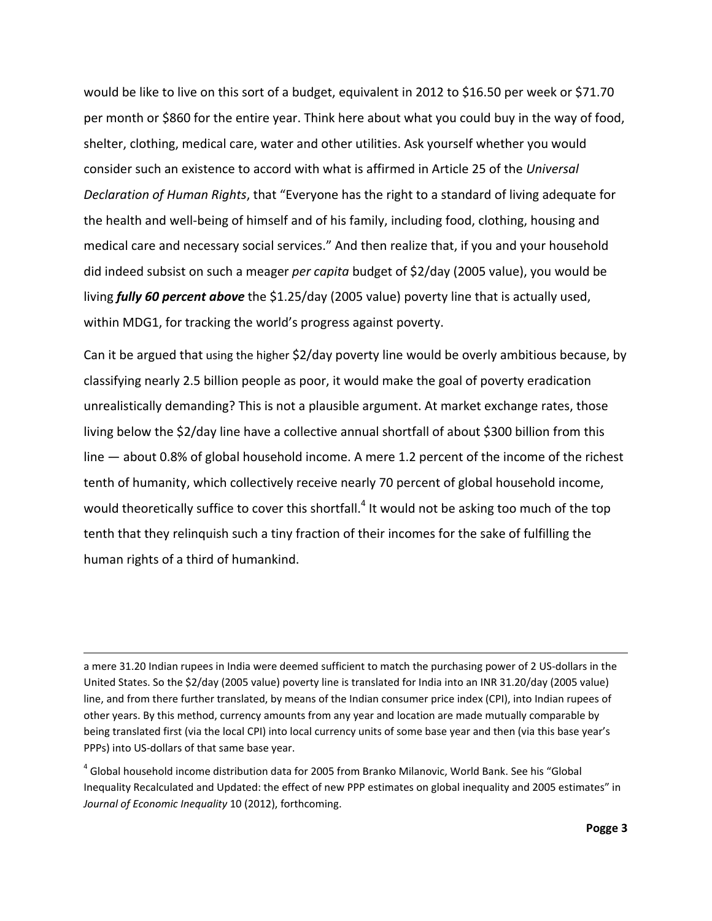would be like to live on this sort of a budget, equivalent in 2012 to $16.50 per week or $71.70 per month or $860 for the entire year. Think here about what you could buy in the way of food, shelter, clothing, medical care, water and other utilities. Ask yourself whether you would consider such an existence to accord with what is affirmed in Article 25 of the *Universal Declaration of Human Rights*, that "Everyone has the right to a standard of living adequate for the health and well-being of himself and of his family, including food, clothing, housing and medical care and necessary social services." And then realize that, if you and your household did indeed subsist on such a meager *per capita* budget of $2/day (2005 value), you would be living ***fully 60 percent above*** the $1.25/day (2005 value) poverty line that is actually used, within MDG1, for tracking the world's progress against poverty.

Can it be argued that using the higher $2/day poverty line would be overly ambitious because, by classifying nearly 2.5 billion people as poor, it would make the goal of poverty eradication unrealistically demanding? This is not a plausible argument. At market exchange rates, those living below the $2/day line have a collective annual shortfall of about $300 billion from this line — about 0.8% of global household income. A mere 1.2 percent of the income of the richest tenth of humanity, which collectively receive nearly 70 percent of global household income, would theoretically suffice to cover this shortfall.[4] It would not be asking too much of the top tenth that they relinquish such a tiny fraction of their incomes for the sake of fulfilling the human rights of a third of humankind.

---

a mere 31.20 Indian rupees in India were deemed sufficient to match the purchasing power of 2 US-dollars in the United States. So the $2/day (2005 value) poverty line is translated for India into an INR 31.20/day (2005 value) line, and from there further translated, by means of the Indian consumer price index (CPI), into Indian rupees of other years. By this method, currency amounts from any year and location are made mutually comparable by being translated first (via the local CPI) into local currency units of some base year and then (via this base year's PPPs) into US-dollars of that same base year.

[4] Global household income distribution data for 2005 from Branko Milanovic, World Bank. See his "Global Inequality Recalculated and Updated: the effect of new PPP estimates on global inequality and 2005 estimates" in *Journal of Economic Inequality* 10 (2012), forthcoming.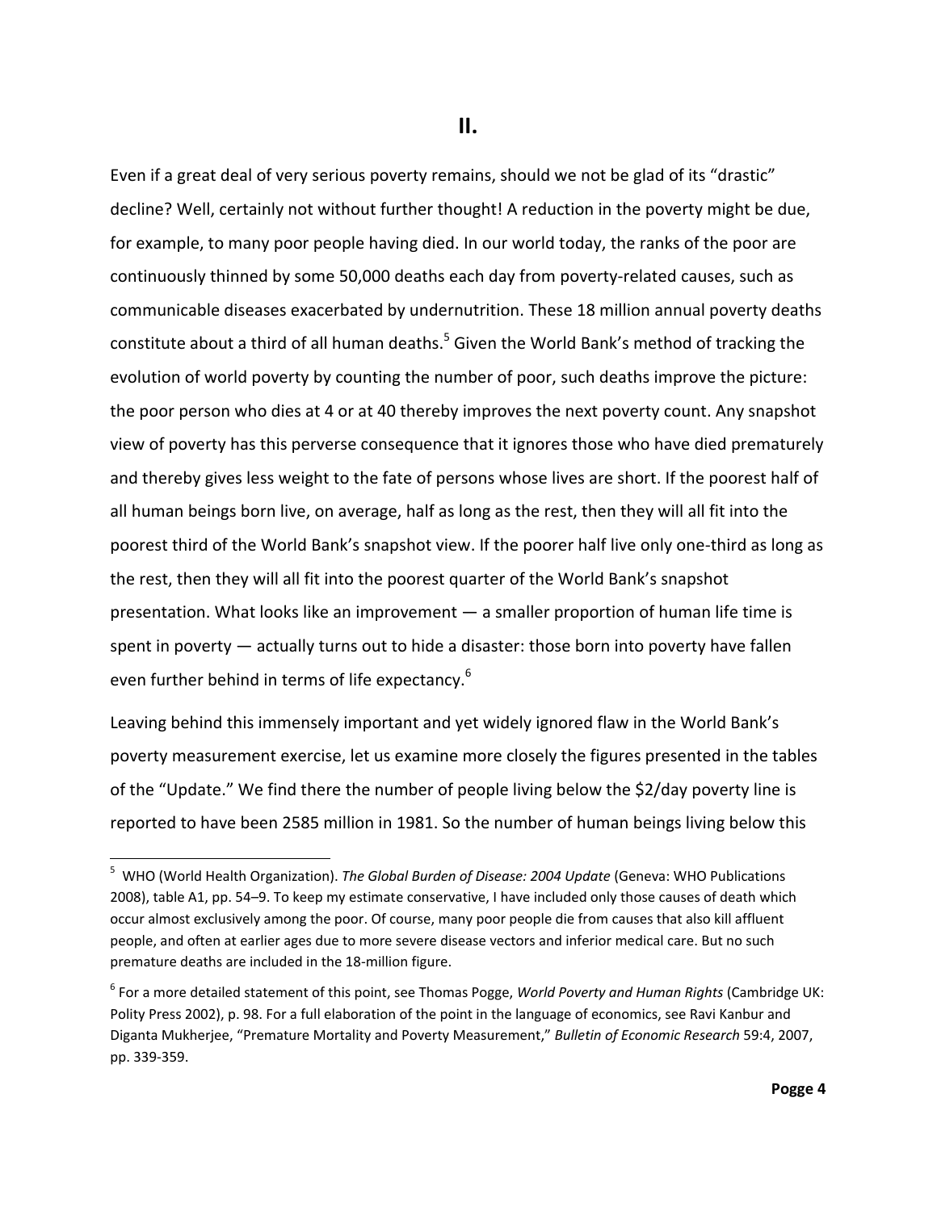## II.

Even if a great deal of very serious poverty remains, should we not be glad of its "drastic" decline? Well, certainly not without further thought! A reduction in the poverty might be due, for example, to many poor people having died. In our world today, the ranks of the poor are continuously thinned by some 50,000 deaths each day from poverty-related causes, such as communicable diseases exacerbated by undernutrition. These 18 million annual poverty deaths constitute about a third of all human deaths.[5] Given the World Bank's method of tracking the evolution of world poverty by counting the number of poor, such deaths improve the picture: the poor person who dies at 4 or at 40 thereby improves the next poverty count. Any snapshot view of poverty has this perverse consequence that it ignores those who have died prematurely and thereby gives less weight to the fate of persons whose lives are short. If the poorest half of all human beings born live, on average, half as long as the rest, then they will all fit into the poorest third of the World Bank's snapshot view. If the poorer half live only one-third as long as the rest, then they will all fit into the poorest quarter of the World Bank's snapshot presentation. What looks like an improvement — a smaller proportion of human life time is spent in poverty — actually turns out to hide a disaster: those born into poverty have fallen even further behind in terms of life expectancy.[6]

Leaving behind this immensely important and yet widely ignored flaw in the World Bank's poverty measurement exercise, let us examine more closely the figures presented in the tables of the "Update." We find there the number of people living below the $2/day poverty line is reported to have been 2585 million in 1981. So the number of human beings living below this

---

[5] WHO (World Health Organization). *The Global Burden of Disease: 2004 Update* (Geneva: WHO Publications 2008), table A1, pp. 54–9. To keep my estimate conservative, I have included only those causes of death which occur almost exclusively among the poor. Of course, many poor people die from causes that also kill affluent people, and often at earlier ages due to more severe disease vectors and inferior medical care. But no such premature deaths are included in the 18-million figure.

[6] For a more detailed statement of this point, see Thomas Pogge, *World Poverty and Human Rights* (Cambridge UK: Polity Press 2002), p. 98. For a full elaboration of the point in the language of economics, see Ravi Kanbur and Diganta Mukherjee, "Premature Mortality and Poverty Measurement," *Bulletin of Economic Research* 59:4, 2007, pp. 339-359.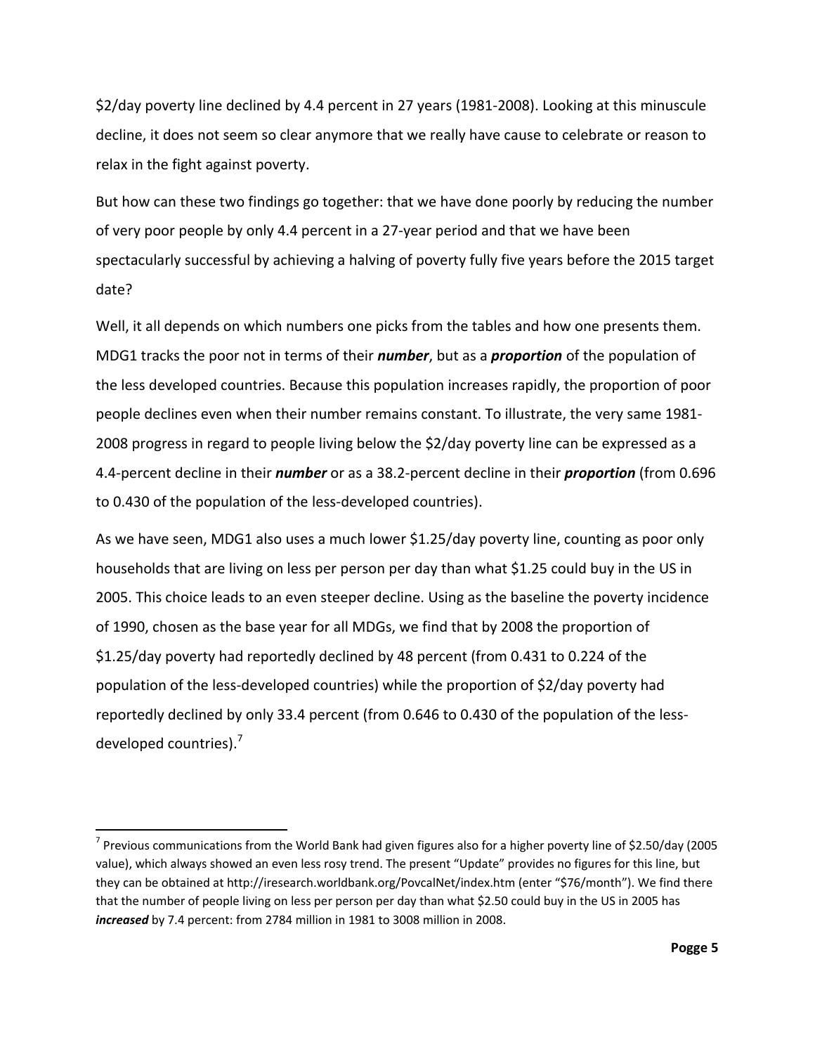$2/day poverty line declined by 4.4 percent in 27 years (1981-2008). Looking at this minuscule decline, it does not seem so clear anymore that we really have cause to celebrate or reason to relax in the fight against poverty.

But how can these two findings go together: that we have done poorly by reducing the number of very poor people by only 4.4 percent in a 27-year period and that we have been spectacularly successful by achieving a halving of poverty fully five years before the 2015 target date?

Well, it all depends on which numbers one picks from the tables and how one presents them. MDG1 tracks the poor not in terms of their ***number***, but as a ***proportion*** of the population of the less developed countries. Because this population increases rapidly, the proportion of poor people declines even when their number remains constant. To illustrate, the very same 1981-2008 progress in regard to people living below the $2/day poverty line can be expressed as a 4.4-percent decline in their ***number*** or as a 38.2-percent decline in their ***proportion*** (from 0.696 to 0.430 of the population of the less-developed countries).

As we have seen, MDG1 also uses a much lower $1.25/day poverty line, counting as poor only households that are living on less per person per day than what $1.25 could buy in the US in 2005. This choice leads to an even steeper decline. Using as the baseline the poverty incidence of 1990, chosen as the base year for all MDGs, we find that by 2008 the proportion of $1.25/day poverty had reportedly declined by 48 percent (from 0.431 to 0.224 of the population of the less-developed countries) while the proportion of $2/day poverty had reportedly declined by only 33.4 percent (from 0.646 to 0.430 of the population of the less-developed countries).[7]

---

[7] Previous communications from the World Bank had given figures also for a higher poverty line of $2.50/day (2005 value), which always showed an even less rosy trend. The present "Update" provides no figures for this line, but they can be obtained at http://iresearch.worldbank.org/PovcalNet/index.htm (enter "$76/month"). We find there that the number of people living on less per person per day than what $2.50 could buy in the US in 2005 has ***increased*** by 7.4 percent: from 2784 million in 1981 to 3008 million in 2008.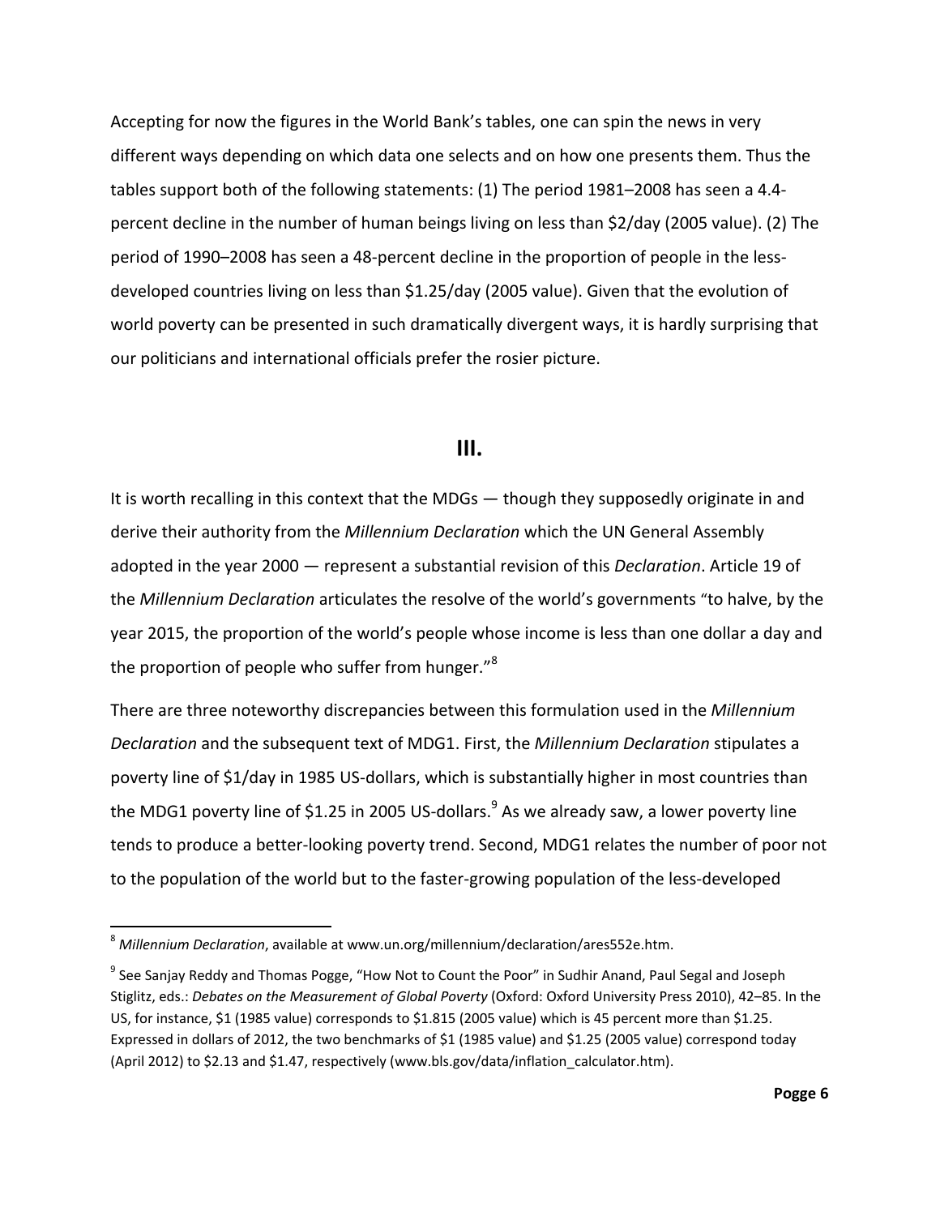Accepting for now the figures in the World Bank's tables, one can spin the news in very different ways depending on which data one selects and on how one presents them. Thus the tables support both of the following statements: (1) The period 1981–2008 has seen a 4.4-percent decline in the number of human beings living on less than $2/day (2005 value). (2) The period of 1990–2008 has seen a 48-percent decline in the proportion of people in the less-developed countries living on less than $1.25/day (2005 value). Given that the evolution of world poverty can be presented in such dramatically divergent ways, it is hardly surprising that our politicians and international officials prefer the rosier picture.

## III.

It is worth recalling in this context that the MDGs — though they supposedly originate in and derive their authority from the *Millennium Declaration* which the UN General Assembly adopted in the year 2000 — represent a substantial revision of this *Declaration*. Article 19 of the *Millennium Declaration* articulates the resolve of the world's governments "to halve, by the year 2015, the proportion of the world's people whose income is less than one dollar a day and the proportion of people who suffer from hunger."[8]

There are three noteworthy discrepancies between this formulation used in the *Millennium Declaration* and the subsequent text of MDG1. First, the *Millennium Declaration* stipulates a poverty line of $1/day in 1985 US-dollars, which is substantially higher in most countries than the MDG1 poverty line of $1.25 in 2005 US-dollars.[9] As we already saw, a lower poverty line tends to produce a better-looking poverty trend. Second, MDG1 relates the number of poor not to the population of the world but to the faster-growing population of the less-developed

[8] *Millennium Declaration*, available at www.un.org/millennium/declaration/ares552e.htm.

[9] See Sanjay Reddy and Thomas Pogge, "How Not to Count the Poor" in Sudhir Anand, Paul Segal and Joseph Stiglitz, eds.: *Debates on the Measurement of Global Poverty* (Oxford: Oxford University Press 2010), 42–85. In the US, for instance, $1 (1985 value) corresponds to $1.815 (2005 value) which is 45 percent more than $1.25. Expressed in dollars of 2012, the two benchmarks of $1 (1985 value) and $1.25 (2005 value) correspond today (April 2012) to $2.13 and $1.47, respectively (www.bls.gov/data/inflation_calculator.htm).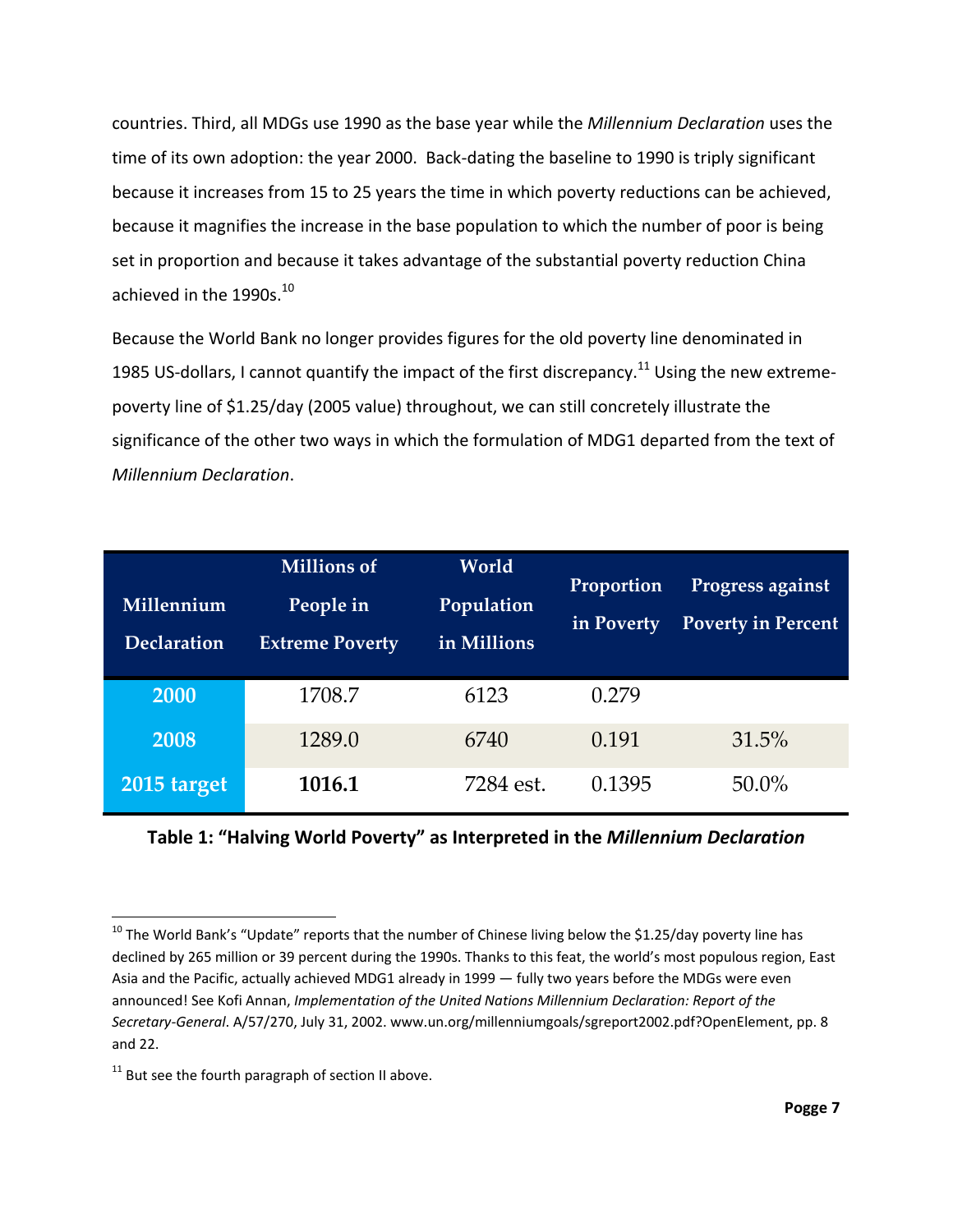countries. Third, all MDGs use 1990 as the base year while the *Millennium Declaration* uses the time of its own adoption: the year 2000. Back-dating the baseline to 1990 is triply significant because it increases from 15 to 25 years the time in which poverty reductions can be achieved, because it magnifies the increase in the base population to which the number of poor is being set in proportion and because it takes advantage of the substantial poverty reduction China achieved in the 1990s.[10]

Because the World Bank no longer provides figures for the old poverty line denominated in 1985 US-dollars, I cannot quantify the impact of the first discrepancy.[11] Using the new extreme-poverty line of $1.25/day (2005 value) throughout, we can still concretely illustrate the significance of the other two ways in which the formulation of MDG1 departed from the text of *Millennium Declaration*.

| Millennium Declaration | Millions of People in Extreme Poverty | World Population in Millions | Proportion in Poverty | Progress against Poverty in Percent |
|---|---|---|---|---|
| **2000** | 1708.7 | 6123 | 0.279 | |
| **2008** | 1289.0 | 6740 | 0.191 | 31.5% |
| **2015 target** | **1016.1** | 7284 est. | 0.1395 | 50.0% |

**Table 1: "Halving World Poverty" as Interpreted in the *Millennium Declaration***

---

[10] The World Bank's "Update" reports that the number of Chinese living below the $1.25/day poverty line has declined by 265 million or 39 percent during the 1990s. Thanks to this feat, the world's most populous region, East Asia and the Pacific, actually achieved MDG1 already in 1999 — fully two years before the MDGs were even announced! See Kofi Annan, *Implementation of the United Nations Millennium Declaration: Report of the Secretary-General*. A/57/270, July 31, 2002. www.un.org/millenniumgoals/sgreport2002.pdf?OpenElement, pp. 8 and 22.

[11] But see the fourth paragraph of section II above.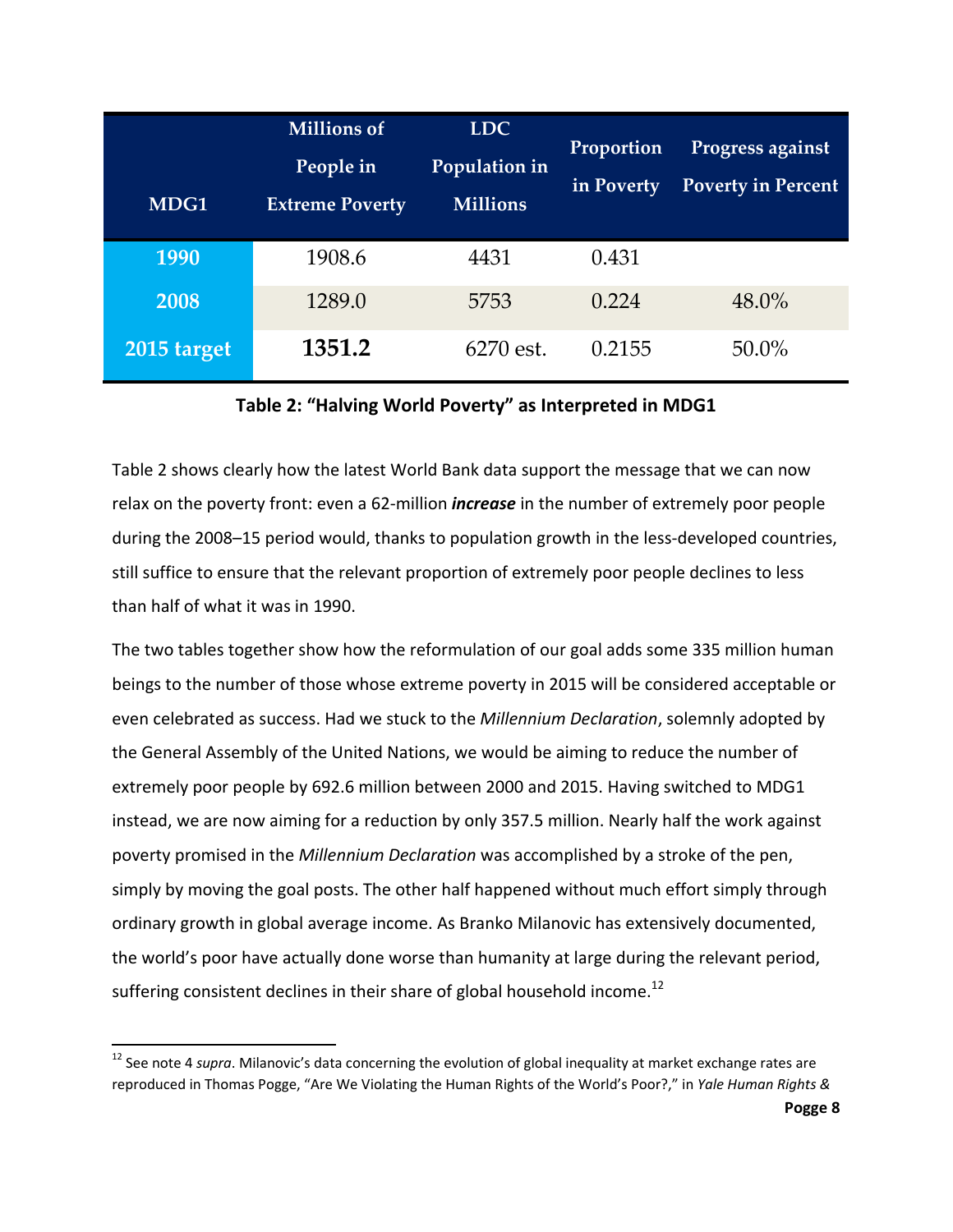| MDG1 | Millions of People in Extreme Poverty | LDC Population in Millions | Proportion in Poverty | Progress against Poverty in Percent |
|---|---|---|---|---|
| **1990** | 1908.6 | 4431 | 0.431 | |
| **2008** | 1289.0 | 5753 | 0.224 | 48.0% |
| **2015 target** | **1351.2** | 6270 est. | 0.2155 | 50.0% |

**Table 2: "Halving World Poverty" as Interpreted in MDG1**

Table 2 shows clearly how the latest World Bank data support the message that we can now relax on the poverty front: even a 62-million ***increase*** in the number of extremely poor people during the 2008–15 period would, thanks to population growth in the less-developed countries, still suffice to ensure that the relevant proportion of extremely poor people declines to less than half of what it was in 1990.

The two tables together show how the reformulation of our goal adds some 335 million human beings to the number of those whose extreme poverty in 2015 will be considered acceptable or even celebrated as success. Had we stuck to the *Millennium Declaration*, solemnly adopted by the General Assembly of the United Nations, we would be aiming to reduce the number of extremely poor people by 692.6 million between 2000 and 2015. Having switched to MDG1 instead, we are now aiming for a reduction by only 357.5 million. Nearly half the work against poverty promised in the *Millennium Declaration* was accomplished by a stroke of the pen, simply by moving the goal posts. The other half happened without much effort simply through ordinary growth in global average income. As Branko Milanovic has extensively documented, the world's poor have actually done worse than humanity at large during the relevant period, suffering consistent declines in their share of global household income.[12]

[12] See note 4 *supra*. Milanovic's data concerning the evolution of global inequality at market exchange rates are reproduced in Thomas Pogge, "Are We Violating the Human Rights of the World's Poor?," in *Yale Human Rights &*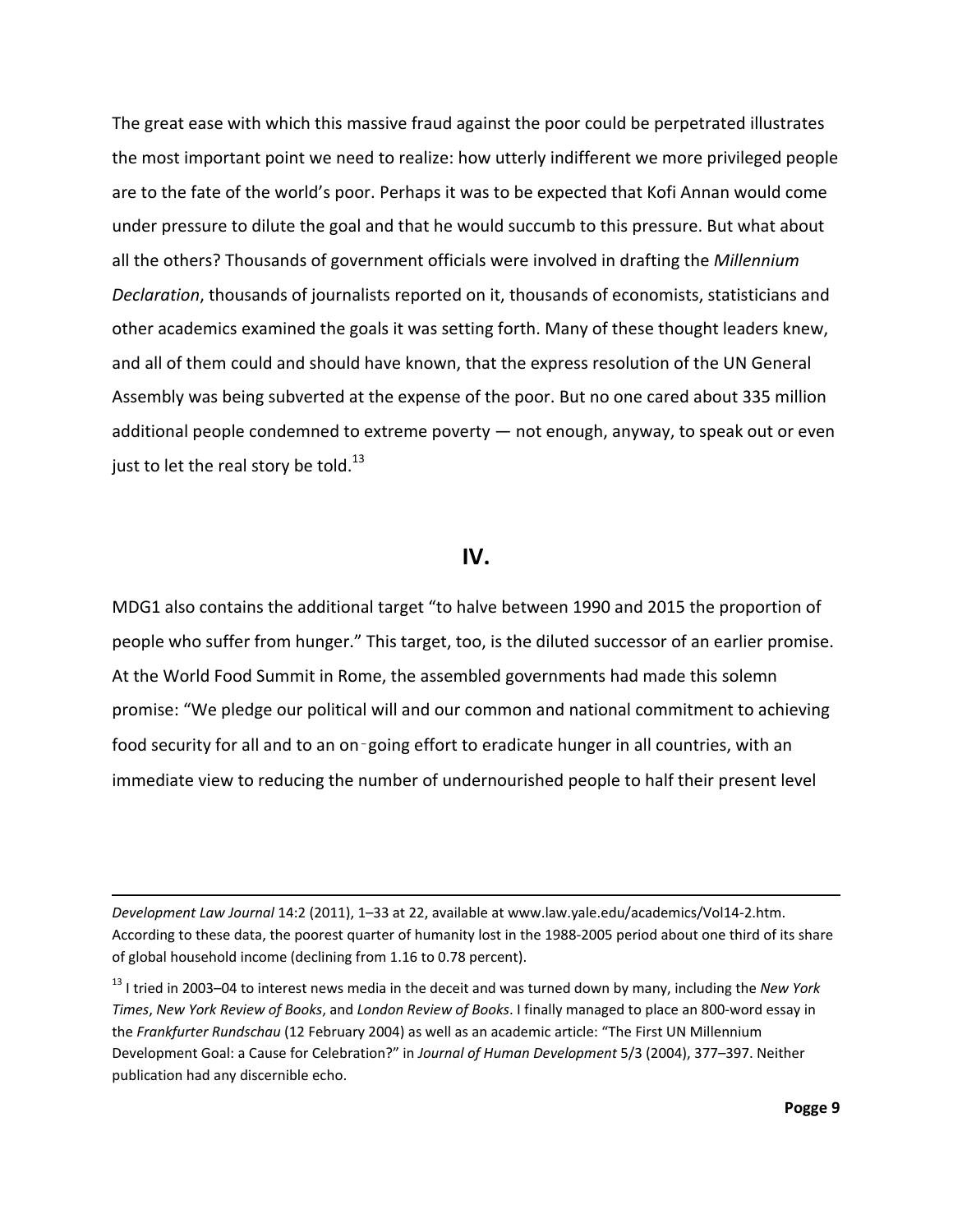The great ease with which this massive fraud against the poor could be perpetrated illustrates the most important point we need to realize: how utterly indifferent we more privileged people are to the fate of the world's poor. Perhaps it was to be expected that Kofi Annan would come under pressure to dilute the goal and that he would succumb to this pressure. But what about all the others? Thousands of government officials were involved in drafting the *Millennium Declaration*, thousands of journalists reported on it, thousands of economists, statisticians and other academics examined the goals it was setting forth. Many of these thought leaders knew, and all of them could and should have known, that the express resolution of the UN General Assembly was being subverted at the expense of the poor. But no one cared about 335 million additional people condemned to extreme poverty — not enough, anyway, to speak out or even just to let the real story be told.[13]

## IV.

MDG1 also contains the additional target "to halve between 1990 and 2015 the proportion of people who suffer from hunger." This target, too, is the diluted successor of an earlier promise. At the World Food Summit in Rome, the assembled governments had made this solemn promise: "We pledge our political will and our common and national commitment to achieving food security for all and to an on-going effort to eradicate hunger in all countries, with an immediate view to reducing the number of undernourished people to half their present level

---

*Development Law Journal* 14:2 (2011), 1–33 at 22, available at www.law.yale.edu/academics/Vol14-2.htm. According to these data, the poorest quarter of humanity lost in the 1988-2005 period about one third of its share of global household income (declining from 1.16 to 0.78 percent).

[13] I tried in 2003–04 to interest news media in the deceit and was turned down by many, including the *New York Times*, *New York Review of Books*, and *London Review of Books*. I finally managed to place an 800-word essay in the *Frankfurter Rundschau* (12 February 2004) as well as an academic article: "The First UN Millennium Development Goal: a Cause for Celebration?" in *Journal of Human Development* 5/3 (2004), 377–397. Neither publication had any discernible echo.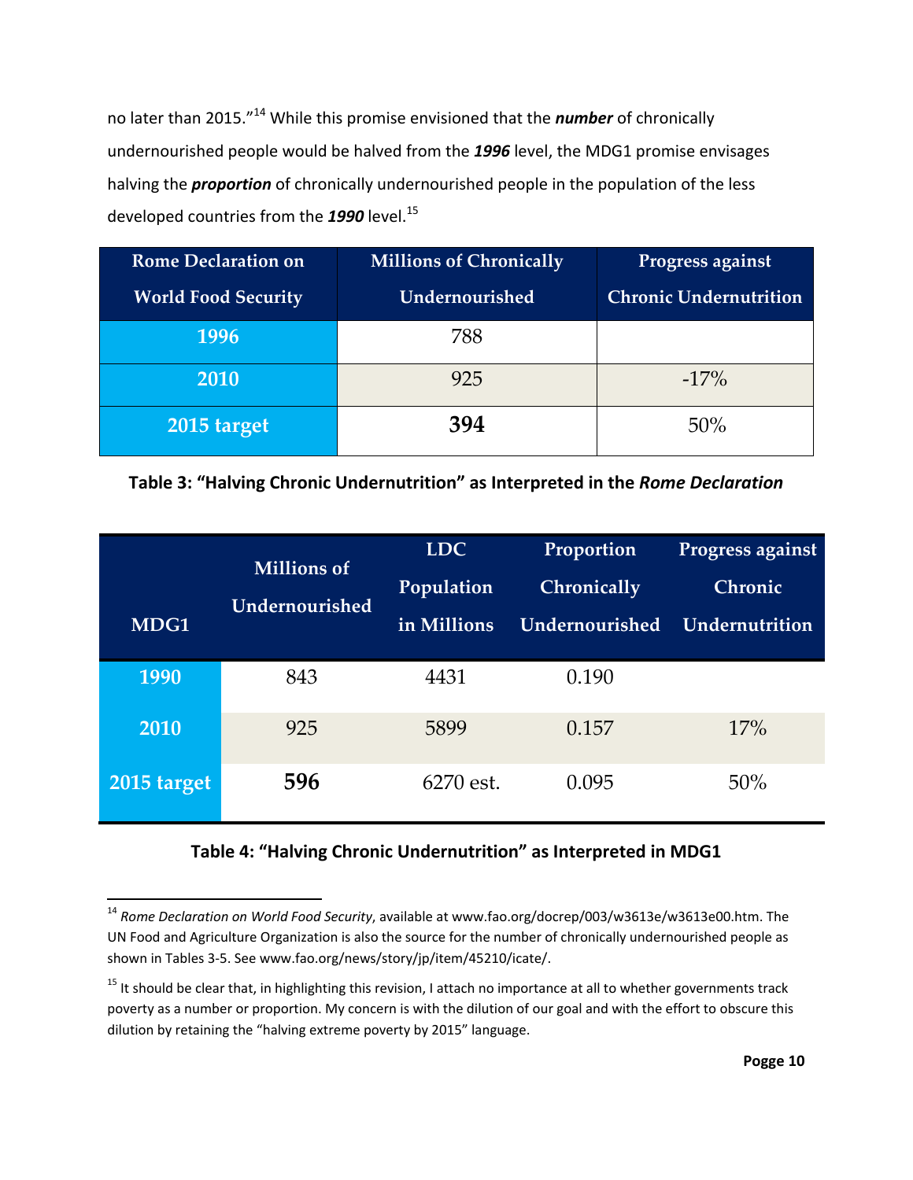no later than 2015."[14] While this promise envisioned that the ***number*** of chronically undernourished people would be halved from the ***1996*** level, the MDG1 promise envisages halving the ***proportion*** of chronically undernourished people in the population of the less developed countries from the ***1990*** level.[15]

| Rome Declaration on World Food Security | Millions of Chronically Undernourished | Progress against Chronic Undernutrition |
|---|---|---|
| 1996 | 788 | |
| 2010 | 925 | -17% |
| 2015 target | **394** | 50% |

**Table 3: "Halving Chronic Undernutrition" as Interpreted in the *Rome Declaration***

| MDG1 | Millions of Undernourished | LDC Population in Millions | Proportion Chronically Undernourished | Progress against Chronic Undernutrition |
|---|---|---|---|---|
| 1990 | 843 | 4431 | 0.190 | |
| 2010 | 925 | 5899 | 0.157 | 17% |
| 2015 target | **596** | 6270 est. | 0.095 | 50% |

**Table 4: "Halving Chronic Undernutrition" as Interpreted in MDG1**

[14] *Rome Declaration on World Food Security*, available at www.fao.org/docrep/003/w3613e/w3613e00.htm. The UN Food and Agriculture Organization is also the source for the number of chronically undernourished people as shown in Tables 3-5. See www.fao.org/news/story/jp/item/45210/icate/.

[15] It should be clear that, in highlighting this revision, I attach no importance at all to whether governments track poverty as a number or proportion. My concern is with the dilution of our goal and with the effort to obscure this dilution by retaining the "halving extreme poverty by 2015" language.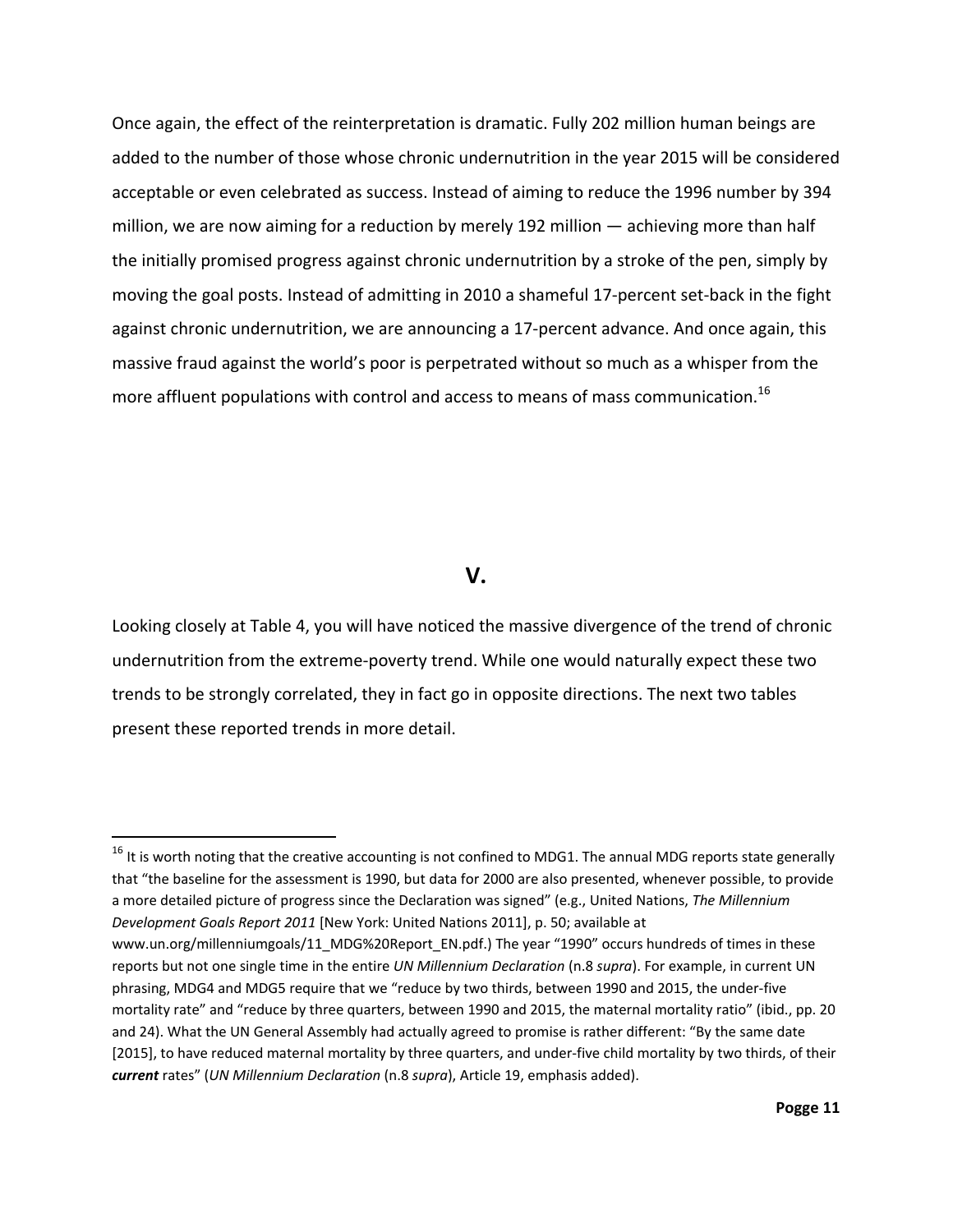Once again, the effect of the reinterpretation is dramatic. Fully 202 million human beings are added to the number of those whose chronic undernutrition in the year 2015 will be considered acceptable or even celebrated as success. Instead of aiming to reduce the 1996 number by 394 million, we are now aiming for a reduction by merely 192 million — achieving more than half the initially promised progress against chronic undernutrition by a stroke of the pen, simply by moving the goal posts. Instead of admitting in 2010 a shameful 17-percent set-back in the fight against chronic undernutrition, we are announcing a 17-percent advance. And once again, this massive fraud against the world's poor is perpetrated without so much as a whisper from the more affluent populations with control and access to means of mass communication.[16]

## V.

Looking closely at Table 4, you will have noticed the massive divergence of the trend of chronic undernutrition from the extreme-poverty trend. While one would naturally expect these two trends to be strongly correlated, they in fact go in opposite directions. The next two tables present these reported trends in more detail.

---

[16] It is worth noting that the creative accounting is not confined to MDG1. The annual MDG reports state generally that "the baseline for the assessment is 1990, but data for 2000 are also presented, whenever possible, to provide a more detailed picture of progress since the Declaration was signed" (e.g., United Nations, *The Millennium Development Goals Report 2011* [New York: United Nations 2011], p. 50; available at www.un.org/millenniumgoals/11_MDG%20Report_EN.pdf.) The year "1990" occurs hundreds of times in these reports but not one single time in the entire *UN Millennium Declaration* (n.8 *supra*). For example, in current UN phrasing, MDG4 and MDG5 require that we "reduce by two thirds, between 1990 and 2015, the under-five mortality rate" and "reduce by three quarters, between 1990 and 2015, the maternal mortality ratio" (ibid., pp. 20 and 24). What the UN General Assembly had actually agreed to promise is rather different: "By the same date [2015], to have reduced maternal mortality by three quarters, and under-five child mortality by two thirds, of their ***current*** rates" (*UN Millennium Declaration* (n.8 *supra*), Article 19, emphasis added).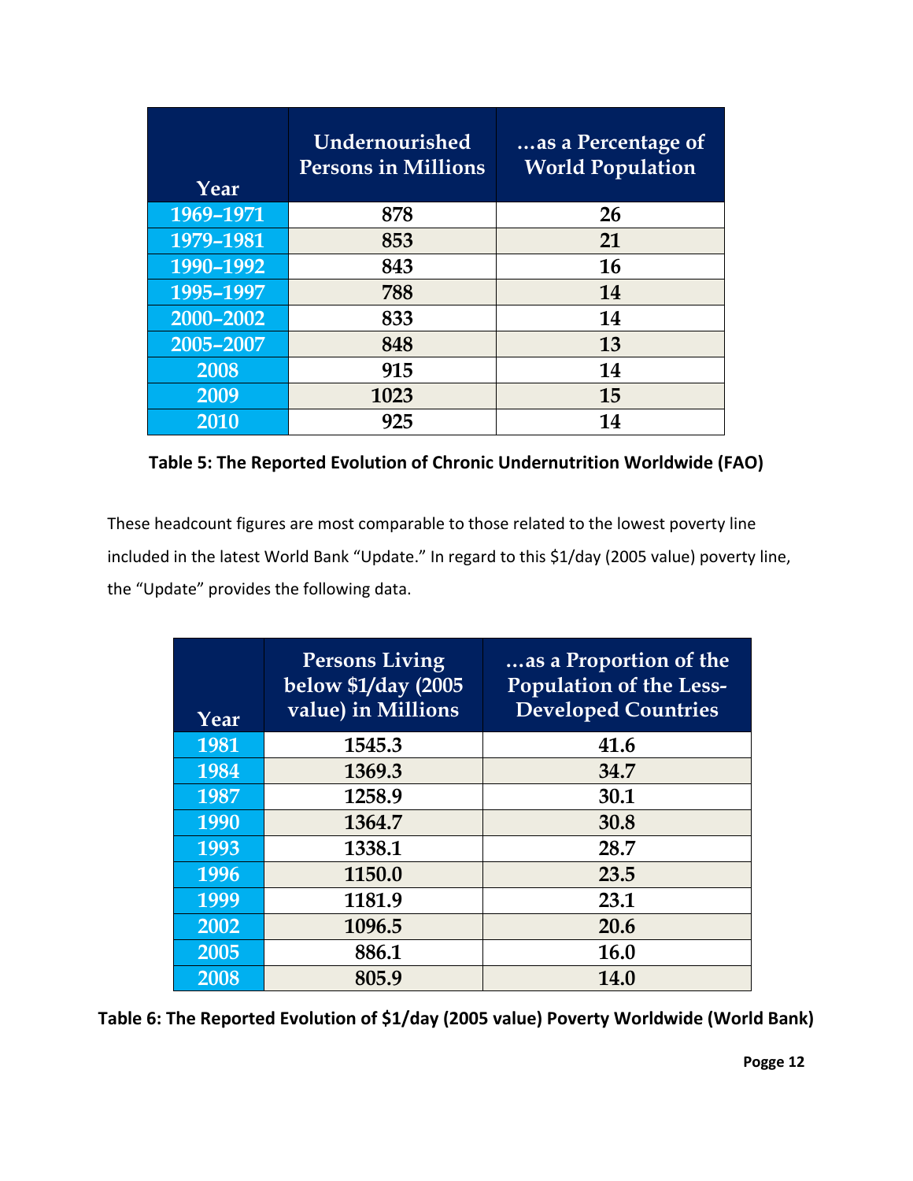| Year | Undernourished Persons in Millions | …as a Percentage of World Population |
|---|---|---|
| 1969–1971 | 878 | 26 |
| 1979–1981 | 853 | 21 |
| 1990–1992 | 843 | 16 |
| 1995–1997 | 788 | 14 |
| 2000–2002 | 833 | 14 |
| 2005–2007 | 848 | 13 |
| 2008 | 915 | 14 |
| 2009 | 1023 | 15 |
| 2010 | 925 | 14 |

**Table 5: The Reported Evolution of Chronic Undernutrition Worldwide (FAO)**

These headcount figures are most comparable to those related to the lowest poverty line included in the latest World Bank "Update." In regard to this $1/day (2005 value) poverty line, the "Update" provides the following data.

| Year | Persons Living below $1/day (2005 value) in Millions | …as a Proportion of the Population of the Less-Developed Countries |
|---|---|---|
| 1981 | 1545.3 | 41.6 |
| 1984 | 1369.3 | 34.7 |
| 1987 | 1258.9 | 30.1 |
| 1990 | 1364.7 | 30.8 |
| 1993 | 1338.1 | 28.7 |
| 1996 | 1150.0 | 23.5 |
| 1999 | 1181.9 | 23.1 |
| 2002 | 1096.5 | 20.6 |
| 2005 | 886.1 | 16.0 |
| 2008 | 805.9 | 14.0 |

**Table 6: The Reported Evolution of $1/day (2005 value) Poverty Worldwide (World Bank)**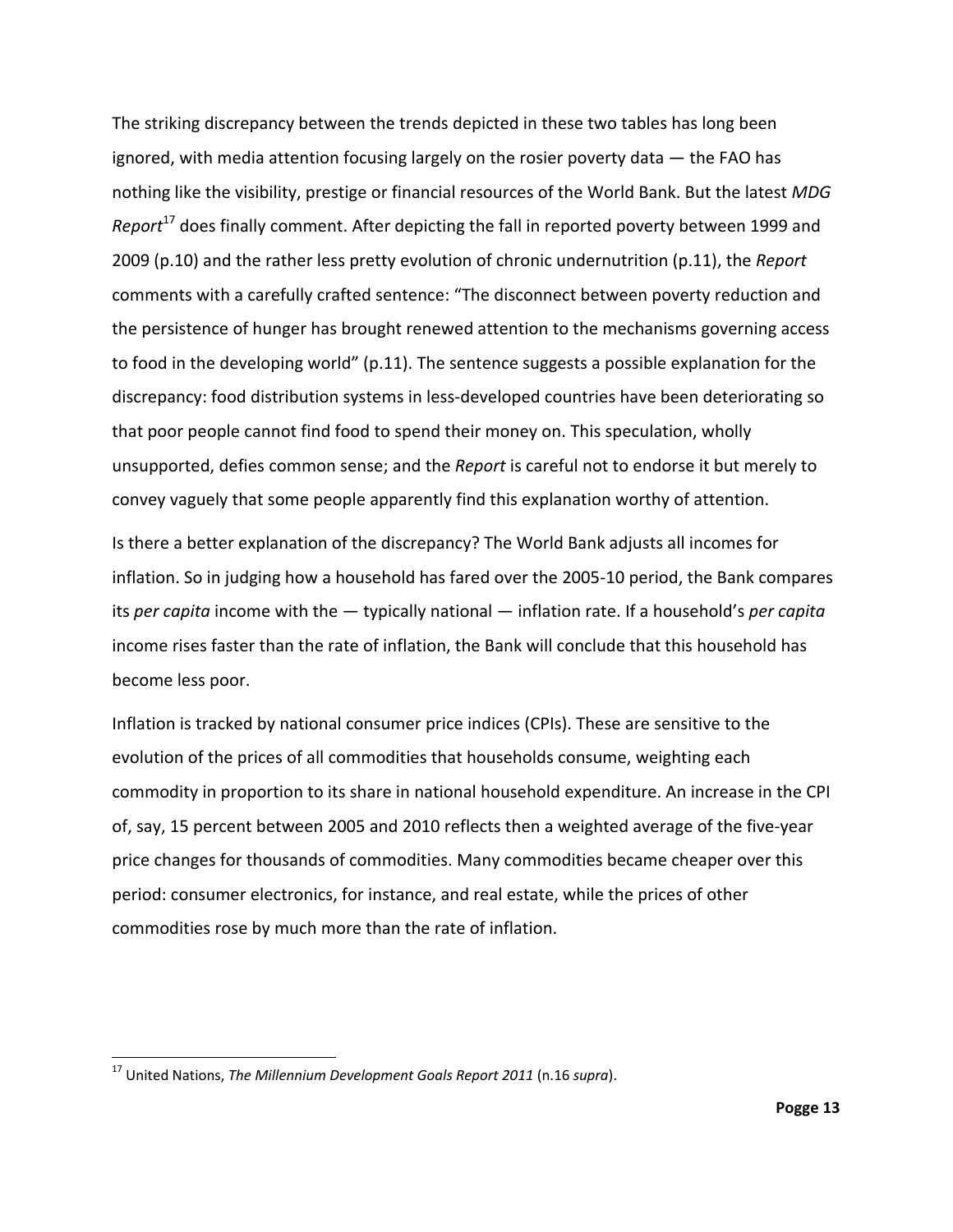The striking discrepancy between the trends depicted in these two tables has long been ignored, with media attention focusing largely on the rosier poverty data — the FAO has nothing like the visibility, prestige or financial resources of the World Bank. But the latest *MDG Report*[17] does finally comment. After depicting the fall in reported poverty between 1999 and 2009 (p.10) and the rather less pretty evolution of chronic undernutrition (p.11), the *Report* comments with a carefully crafted sentence: "The disconnect between poverty reduction and the persistence of hunger has brought renewed attention to the mechanisms governing access to food in the developing world" (p.11). The sentence suggests a possible explanation for the discrepancy: food distribution systems in less-developed countries have been deteriorating so that poor people cannot find food to spend their money on. This speculation, wholly unsupported, defies common sense; and the *Report* is careful not to endorse it but merely to convey vaguely that some people apparently find this explanation worthy of attention.

Is there a better explanation of the discrepancy? The World Bank adjusts all incomes for inflation. So in judging how a household has fared over the 2005-10 period, the Bank compares its *per capita* income with the — typically national — inflation rate. If a household's *per capita* income rises faster than the rate of inflation, the Bank will conclude that this household has become less poor.

Inflation is tracked by national consumer price indices (CPIs). These are sensitive to the evolution of the prices of all commodities that households consume, weighting each commodity in proportion to its share in national household expenditure. An increase in the CPI of, say, 15 percent between 2005 and 2010 reflects then a weighted average of the five-year price changes for thousands of commodities. Many commodities became cheaper over this period: consumer electronics, for instance, and real estate, while the prices of other commodities rose by much more than the rate of inflation.

---

[17] United Nations, *The Millennium Development Goals Report 2011* (n.16 *supra*).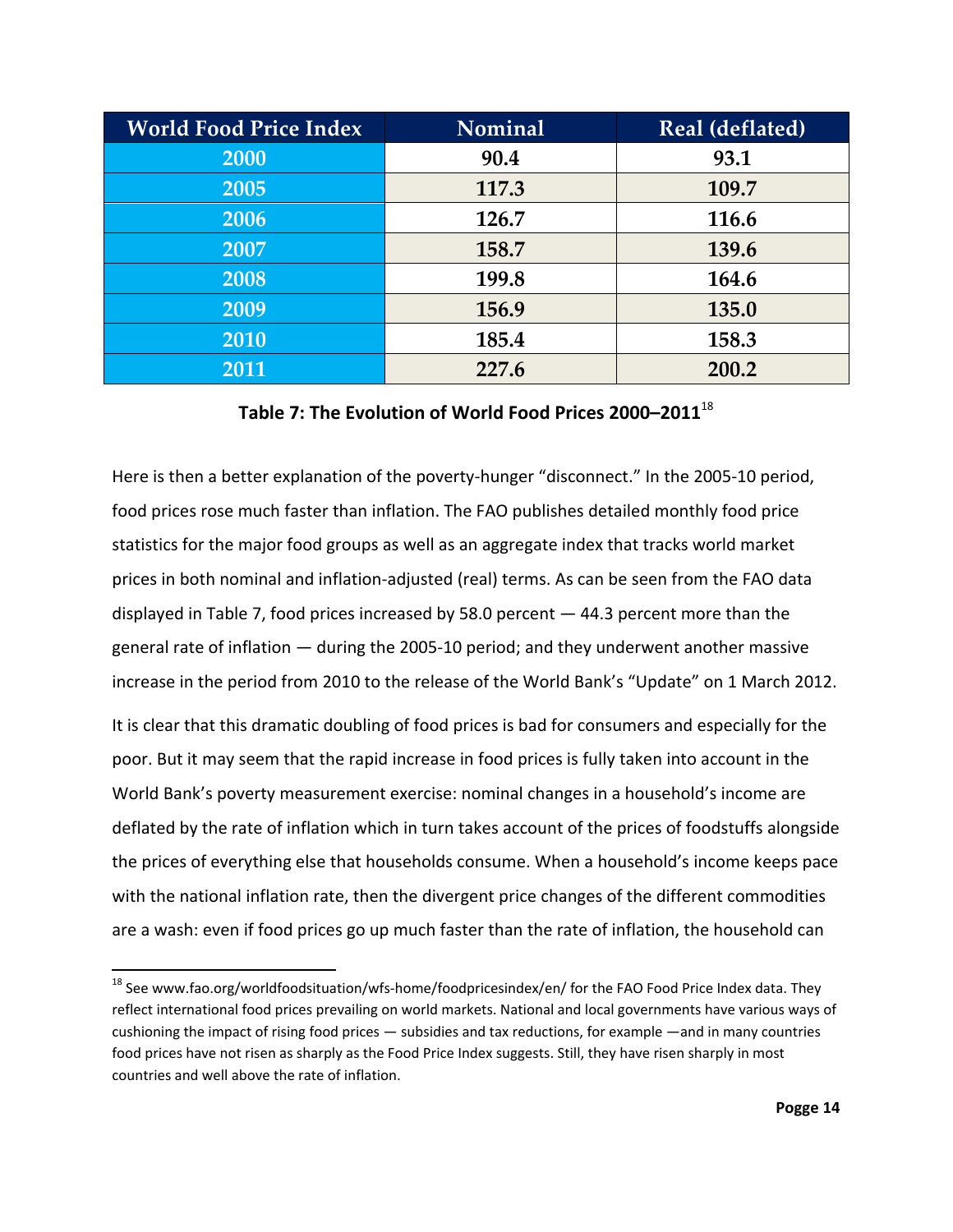| World Food Price Index | Nominal | Real (deflated) |
| --- | --- | --- |
| 2000 | 90.4 | 93.1 |
| 2005 | 117.3 | 109.7 |
| 2006 | 126.7 | 116.6 |
| 2007 | 158.7 | 139.6 |
| 2008 | 199.8 | 164.6 |
| 2009 | 156.9 | 135.0 |
| 2010 | 185.4 | 158.3 |
| 2011 | 227.6 | 200.2 |

**Table 7: The Evolution of World Food Prices 2000–2011**[18]

Here is then a better explanation of the poverty-hunger "disconnect." In the 2005-10 period, food prices rose much faster than inflation. The FAO publishes detailed monthly food price statistics for the major food groups as well as an aggregate index that tracks world market prices in both nominal and inflation-adjusted (real) terms. As can be seen from the FAO data displayed in Table 7, food prices increased by 58.0 percent — 44.3 percent more than the general rate of inflation — during the 2005-10 period; and they underwent another massive increase in the period from 2010 to the release of the World Bank's "Update" on 1 March 2012.

It is clear that this dramatic doubling of food prices is bad for consumers and especially for the poor. But it may seem that the rapid increase in food prices is fully taken into account in the World Bank's poverty measurement exercise: nominal changes in a household's income are deflated by the rate of inflation which in turn takes account of the prices of foodstuffs alongside the prices of everything else that households consume. When a household's income keeps pace with the national inflation rate, then the divergent price changes of the different commodities are a wash: even if food prices go up much faster than the rate of inflation, the household can

[18] See www.fao.org/worldfoodsituation/wfs-home/foodpricesindex/en/ for the FAO Food Price Index data. They reflect international food prices prevailing on world markets. National and local governments have various ways of cushioning the impact of rising food prices — subsidies and tax reductions, for example —and in many countries food prices have not risen as sharply as the Food Price Index suggests. Still, they have risen sharply in most countries and well above the rate of inflation.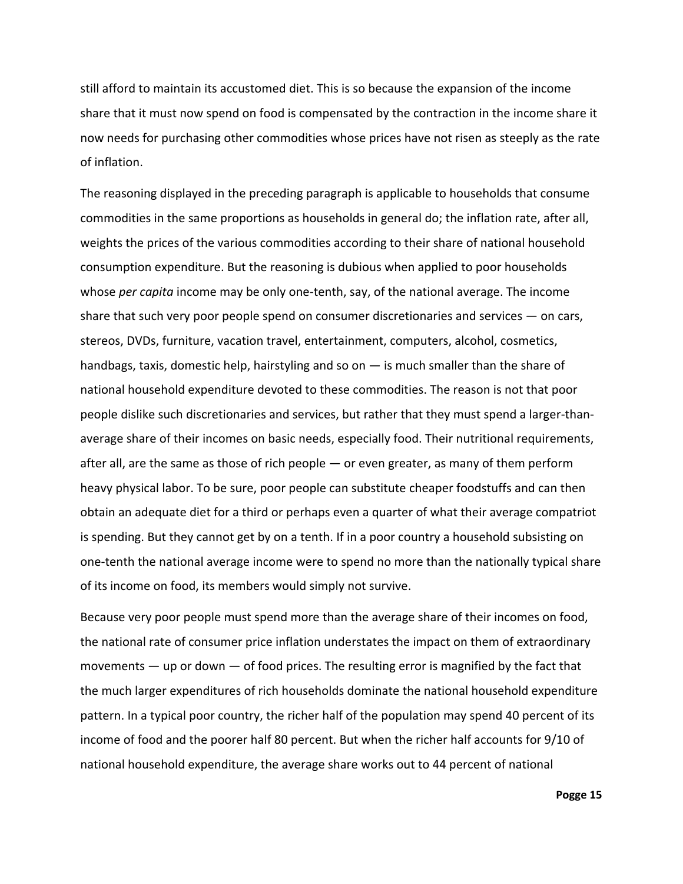still afford to maintain its accustomed diet. This is so because the expansion of the income share that it must now spend on food is compensated by the contraction in the income share it now needs for purchasing other commodities whose prices have not risen as steeply as the rate of inflation.

The reasoning displayed in the preceding paragraph is applicable to households that consume commodities in the same proportions as households in general do; the inflation rate, after all, weights the prices of the various commodities according to their share of national household consumption expenditure. But the reasoning is dubious when applied to poor households whose *per capita* income may be only one-tenth, say, of the national average. The income share that such very poor people spend on consumer discretionaries and services — on cars, stereos, DVDs, furniture, vacation travel, entertainment, computers, alcohol, cosmetics, handbags, taxis, domestic help, hairstyling and so on — is much smaller than the share of national household expenditure devoted to these commodities. The reason is not that poor people dislike such discretionaries and services, but rather that they must spend a larger-than-average share of their incomes on basic needs, especially food. Their nutritional requirements, after all, are the same as those of rich people — or even greater, as many of them perform heavy physical labor. To be sure, poor people can substitute cheaper foodstuffs and can then obtain an adequate diet for a third or perhaps even a quarter of what their average compatriot is spending. But they cannot get by on a tenth. If in a poor country a household subsisting on one-tenth the national average income were to spend no more than the nationally typical share of its income on food, its members would simply not survive.

Because very poor people must spend more than the average share of their incomes on food, the national rate of consumer price inflation understates the impact on them of extraordinary movements — up or down — of food prices. The resulting error is magnified by the fact that the much larger expenditures of rich households dominate the national household expenditure pattern. In a typical poor country, the richer half of the population may spend 40 percent of its income of food and the poorer half 80 percent. But when the richer half accounts for 9/10 of national household expenditure, the average share works out to 44 percent of national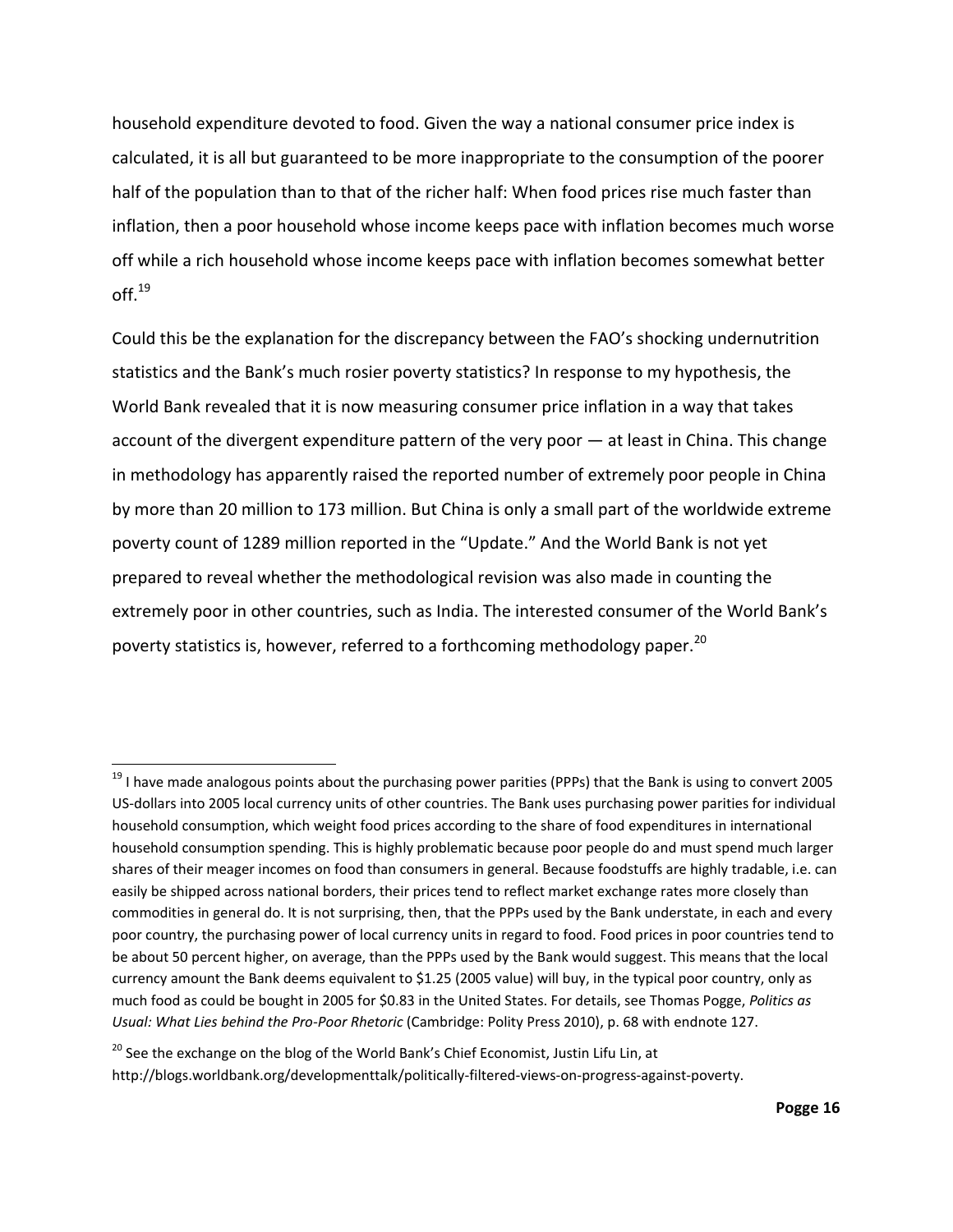household expenditure devoted to food. Given the way a national consumer price index is calculated, it is all but guaranteed to be more inappropriate to the consumption of the poorer half of the population than to that of the richer half: When food prices rise much faster than inflation, then a poor household whose income keeps pace with inflation becomes much worse off while a rich household whose income keeps pace with inflation becomes somewhat better off.[19]

Could this be the explanation for the discrepancy between the FAO's shocking undernutrition statistics and the Bank's much rosier poverty statistics? In response to my hypothesis, the World Bank revealed that it is now measuring consumer price inflation in a way that takes account of the divergent expenditure pattern of the very poor — at least in China. This change in methodology has apparently raised the reported number of extremely poor people in China by more than 20 million to 173 million. But China is only a small part of the worldwide extreme poverty count of 1289 million reported in the "Update." And the World Bank is not yet prepared to reveal whether the methodological revision was also made in counting the extremely poor in other countries, such as India. The interested consumer of the World Bank's poverty statistics is, however, referred to a forthcoming methodology paper.[20]

---

[19] I have made analogous points about the purchasing power parities (PPPs) that the Bank is using to convert 2005 US-dollars into 2005 local currency units of other countries. The Bank uses purchasing power parities for individual household consumption, which weight food prices according to the share of food expenditures in international household consumption spending. This is highly problematic because poor people do and must spend much larger shares of their meager incomes on food than consumers in general. Because foodstuffs are highly tradable, i.e. can easily be shipped across national borders, their prices tend to reflect market exchange rates more closely than commodities in general do. It is not surprising, then, that the PPPs used by the Bank understate, in each and every poor country, the purchasing power of local currency units in regard to food. Food prices in poor countries tend to be about 50 percent higher, on average, than the PPPs used by the Bank would suggest. This means that the local currency amount the Bank deems equivalent to $1.25 (2005 value) will buy, in the typical poor country, only as much food as could be bought in 2005 for $0.83 in the United States. For details, see Thomas Pogge, *Politics as Usual: What Lies behind the Pro-Poor Rhetoric* (Cambridge: Polity Press 2010), p. 68 with endnote 127.

[20] See the exchange on the blog of the World Bank's Chief Economist, Justin Lifu Lin, at http://blogs.worldbank.org/developmenttalk/politically-filtered-views-on-progress-against-poverty.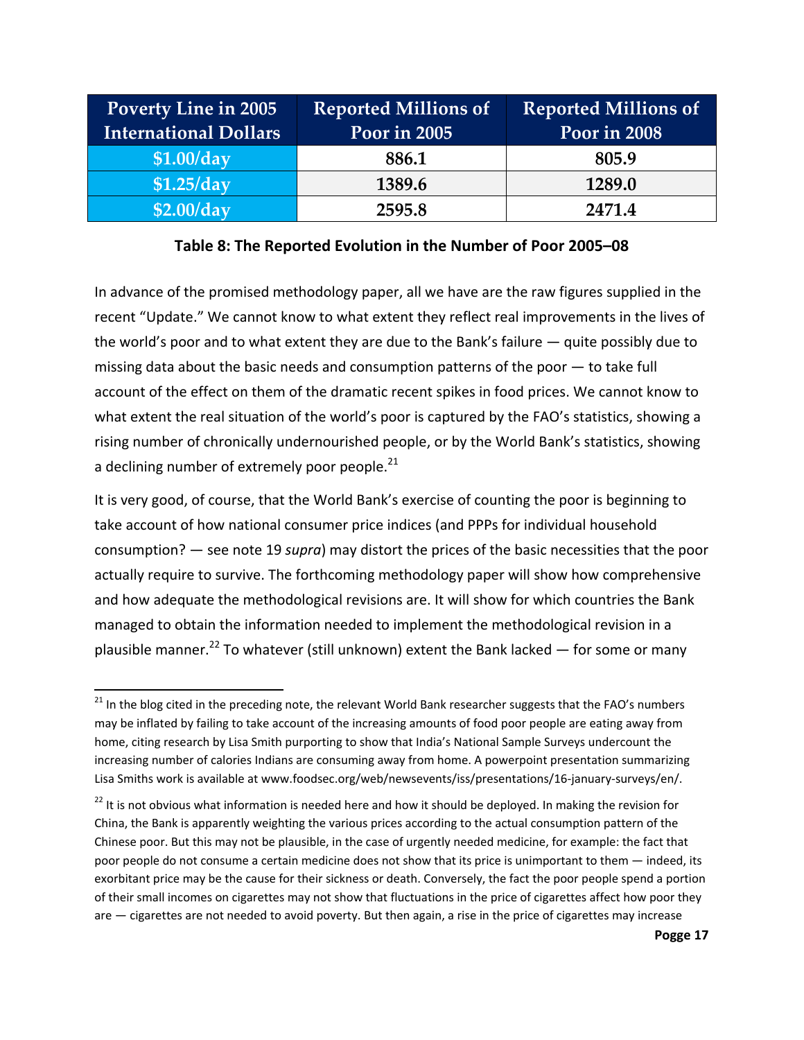| Poverty Line in 2005 International Dollars | Reported Millions of Poor in 2005 | Reported Millions of Poor in 2008 |
| --- | --- | --- |
| $1.00/day | 886.1 | 805.9 |
| $1.25/day | 1389.6 | 1289.0 |
| $2.00/day | 2595.8 | 2471.4 |

**Table 8: The Reported Evolution in the Number of Poor 2005–08**

In advance of the promised methodology paper, all we have are the raw figures supplied in the recent "Update." We cannot know to what extent they reflect real improvements in the lives of the world's poor and to what extent they are due to the Bank's failure — quite possibly due to missing data about the basic needs and consumption patterns of the poor — to take full account of the effect on them of the dramatic recent spikes in food prices. We cannot know to what extent the real situation of the world's poor is captured by the FAO's statistics, showing a rising number of chronically undernourished people, or by the World Bank's statistics, showing a declining number of extremely poor people.[21]

It is very good, of course, that the World Bank's exercise of counting the poor is beginning to take account of how national consumer price indices (and PPPs for individual household consumption? — see note 19 *supra*) may distort the prices of the basic necessities that the poor actually require to survive. The forthcoming methodology paper will show how comprehensive and how adequate the methodological revisions are. It will show for which countries the Bank managed to obtain the information needed to implement the methodological revision in a plausible manner.[22] To whatever (still unknown) extent the Bank lacked — for some or many

[21] In the blog cited in the preceding note, the relevant World Bank researcher suggests that the FAO's numbers may be inflated by failing to take account of the increasing amounts of food poor people are eating away from home, citing research by Lisa Smith purporting to show that India's National Sample Surveys undercount the increasing number of calories Indians are consuming away from home. A powerpoint presentation summarizing Lisa Smiths work is available at www.foodsec.org/web/newsevents/iss/presentations/16-january-surveys/en/.

[22] It is not obvious what information is needed here and how it should be deployed. In making the revision for China, the Bank is apparently weighting the various prices according to the actual consumption pattern of the Chinese poor. But this may not be plausible, in the case of urgently needed medicine, for example: the fact that poor people do not consume a certain medicine does not show that its price is unimportant to them — indeed, its exorbitant price may be the cause for their sickness or death. Conversely, the fact the poor people spend a portion of their small incomes on cigarettes may not show that fluctuations in the price of cigarettes affect how poor they are — cigarettes are not needed to avoid poverty. But then again, a rise in the price of cigarettes may increase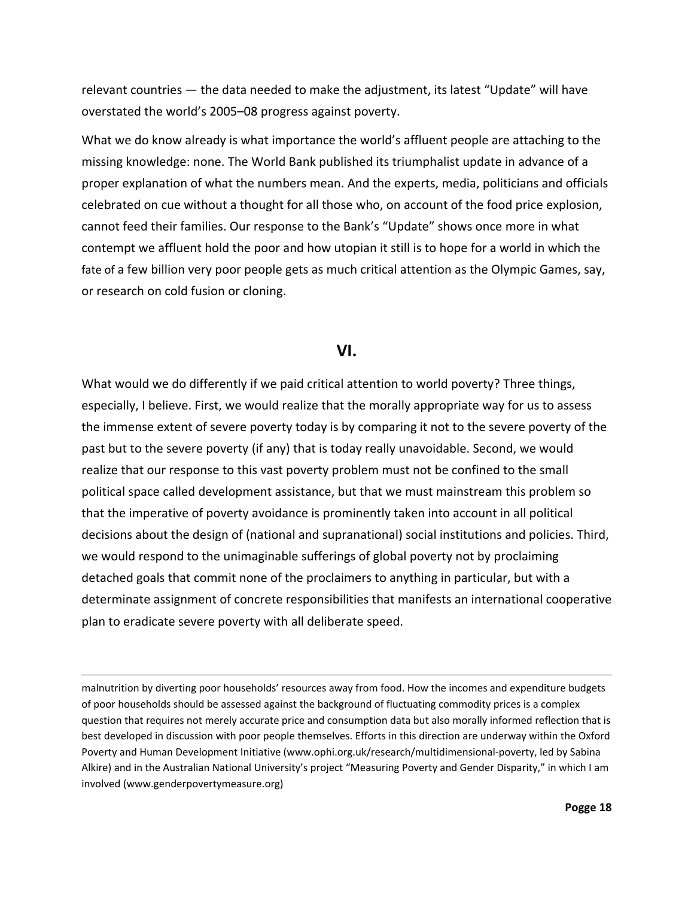relevant countries — the data needed to make the adjustment, its latest "Update" will have overstated the world's 2005–08 progress against poverty.

What we do know already is what importance the world's affluent people are attaching to the missing knowledge: none. The World Bank published its triumphalist update in advance of a proper explanation of what the numbers mean. And the experts, media, politicians and officials celebrated on cue without a thought for all those who, on account of the food price explosion, cannot feed their families. Our response to the Bank's "Update" shows once more in what contempt we affluent hold the poor and how utopian it still is to hope for a world in which the fate of a few billion very poor people gets as much critical attention as the Olympic Games, say, or research on cold fusion or cloning.

## VI.

What would we do differently if we paid critical attention to world poverty? Three things, especially, I believe. First, we would realize that the morally appropriate way for us to assess the immense extent of severe poverty today is by comparing it not to the severe poverty of the past but to the severe poverty (if any) that is today really unavoidable. Second, we would realize that our response to this vast poverty problem must not be confined to the small political space called development assistance, but that we must mainstream this problem so that the imperative of poverty avoidance is prominently taken into account in all political decisions about the design of (national and supranational) social institutions and policies. Third, we would respond to the unimaginable sufferings of global poverty not by proclaiming detached goals that commit none of the proclaimers to anything in particular, but with a determinate assignment of concrete responsibilities that manifests an international cooperative plan to eradicate severe poverty with all deliberate speed.

---

malnutrition by diverting poor households' resources away from food. How the incomes and expenditure budgets of poor households should be assessed against the background of fluctuating commodity prices is a complex question that requires not merely accurate price and consumption data but also morally informed reflection that is best developed in discussion with poor people themselves. Efforts in this direction are underway within the Oxford Poverty and Human Development Initiative (www.ophi.org.uk/research/multidimensional-poverty, led by Sabina Alkire) and in the Australian National University's project "Measuring Poverty and Gender Disparity," in which I am involved (www.genderpovertymeasure.org)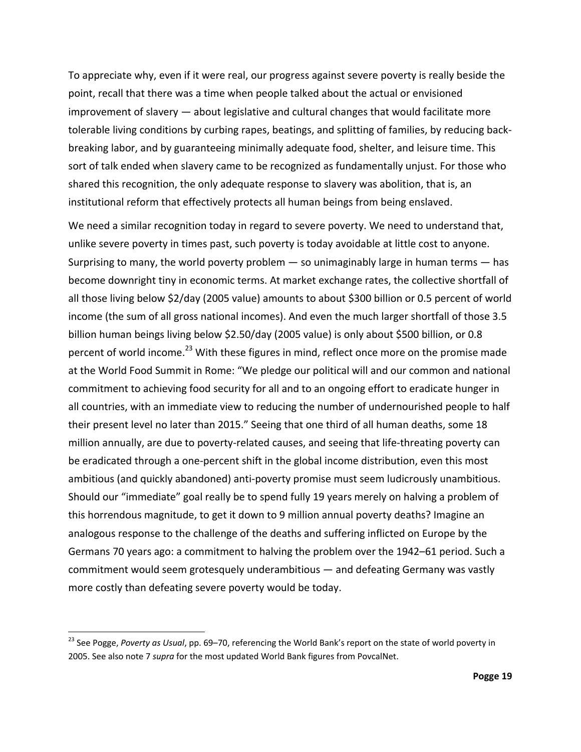To appreciate why, even if it were real, our progress against severe poverty is really beside the point, recall that there was a time when people talked about the actual or envisioned improvement of slavery — about legislative and cultural changes that would facilitate more tolerable living conditions by curbing rapes, beatings, and splitting of families, by reducing back-breaking labor, and by guaranteeing minimally adequate food, shelter, and leisure time. This sort of talk ended when slavery came to be recognized as fundamentally unjust. For those who shared this recognition, the only adequate response to slavery was abolition, that is, an institutional reform that effectively protects all human beings from being enslaved.

We need a similar recognition today in regard to severe poverty. We need to understand that, unlike severe poverty in times past, such poverty is today avoidable at little cost to anyone. Surprising to many, the world poverty problem — so unimaginably large in human terms — has become downright tiny in economic terms. At market exchange rates, the collective shortfall of all those living below $2/day (2005 value) amounts to about $300 billion or 0.5 percent of world income (the sum of all gross national incomes). And even the much larger shortfall of those 3.5 billion human beings living below $2.50/day (2005 value) is only about $500 billion, or 0.8 percent of world income.[23] With these figures in mind, reflect once more on the promise made at the World Food Summit in Rome: "We pledge our political will and our common and national commitment to achieving food security for all and to an ongoing effort to eradicate hunger in all countries, with an immediate view to reducing the number of undernourished people to half their present level no later than 2015." Seeing that one third of all human deaths, some 18 million annually, are due to poverty-related causes, and seeing that life-threating poverty can be eradicated through a one-percent shift in the global income distribution, even this most ambitious (and quickly abandoned) anti-poverty promise must seem ludicrously unambitious. Should our "immediate" goal really be to spend fully 19 years merely on halving a problem of this horrendous magnitude, to get it down to 9 million annual poverty deaths? Imagine an analogous response to the challenge of the deaths and suffering inflicted on Europe by the Germans 70 years ago: a commitment to halving the problem over the 1942–61 period. Such a commitment would seem grotesquely underambitious — and defeating Germany was vastly more costly than defeating severe poverty would be today.

[23] See Pogge, *Poverty as Usual*, pp. 69–70, referencing the World Bank's report on the state of world poverty in 2005. See also note 7 *supra* for the most updated World Bank figures from PovcalNet.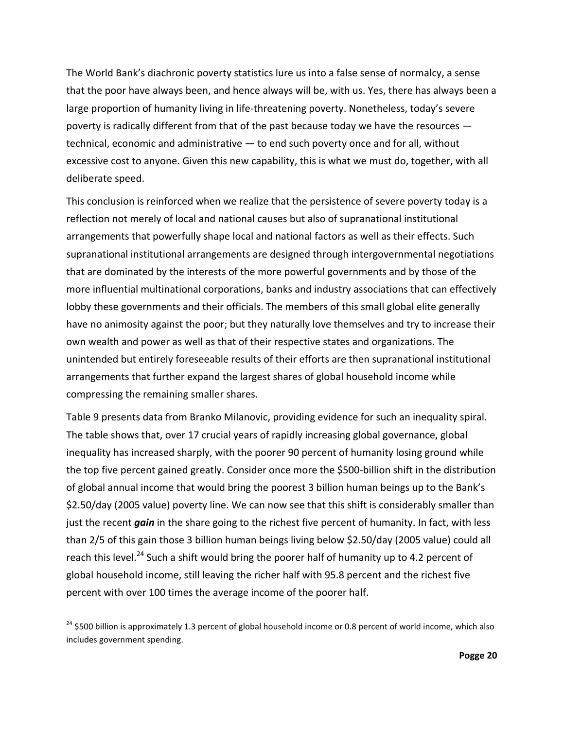The World Bank's diachronic poverty statistics lure us into a false sense of normalcy, a sense that the poor have always been, and hence always will be, with us. Yes, there has always been a large proportion of humanity living in life-threatening poverty. Nonetheless, today's severe poverty is radically different from that of the past because today we have the resources — technical, economic and administrative — to end such poverty once and for all, without excessive cost to anyone. Given this new capability, this is what we must do, together, with all deliberate speed.

This conclusion is reinforced when we realize that the persistence of severe poverty today is a reflection not merely of local and national causes but also of supranational institutional arrangements that powerfully shape local and national factors as well as their effects. Such supranational institutional arrangements are designed through intergovernmental negotiations that are dominated by the interests of the more powerful governments and by those of the more influential multinational corporations, banks and industry associations that can effectively lobby these governments and their officials. The members of this small global elite generally have no animosity against the poor; but they naturally love themselves and try to increase their own wealth and power as well as that of their respective states and organizations. The unintended but entirely foreseeable results of their efforts are then supranational institutional arrangements that further expand the largest shares of global household income while compressing the remaining smaller shares.

Table 9 presents data from Branko Milanovic, providing evidence for such an inequality spiral. The table shows that, over 17 crucial years of rapidly increasing global governance, global inequality has increased sharply, with the poorer 90 percent of humanity losing ground while the top five percent gained greatly. Consider once more the $500-billion shift in the distribution of global annual income that would bring the poorest 3 billion human beings up to the Bank's $2.50/day (2005 value) poverty line. We can now see that this shift is considerably smaller than just the recent ***gain*** in the share going to the richest five percent of humanity. In fact, with less than 2/5 of this gain those 3 billion human beings living below $2.50/day (2005 value) could all reach this level.[24] Such a shift would bring the poorer half of humanity up to 4.2 percent of global household income, still leaving the richer half with 95.8 percent and the richest five percent with over 100 times the average income of the poorer half.

[24] $500 billion is approximately 1.3 percent of global household income or 0.8 percent of world income, which also includes government spending.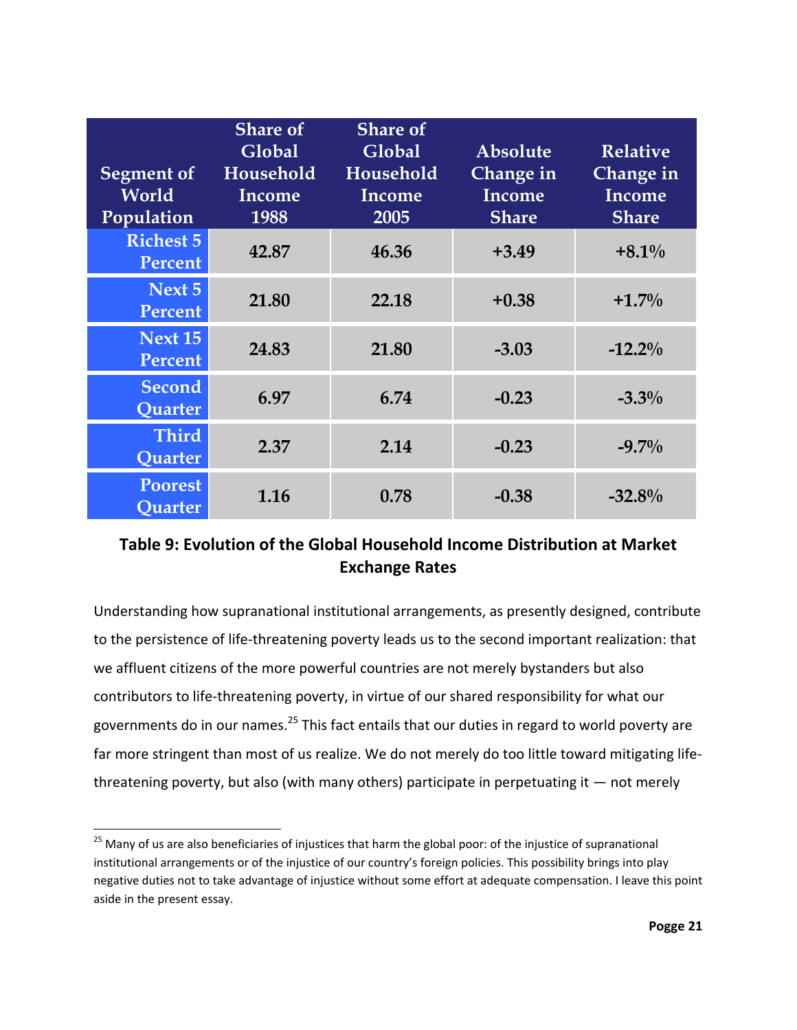| Segment of World Population | Share of Global Household Income 1988 | Share of Global Household Income 2005 | Absolute Change in Income Share | Relative Change in Income Share |
|---|---|---|---|---|
| Richest 5 Percent | 42.87 | 46.36 | +3.49 | +8.1% |
| Next 5 Percent | 21.80 | 22.18 | +0.38 | +1.7% |
| Next 15 Percent | 24.83 | 21.80 | -3.03 | -12.2% |
| Second Quarter | 6.97 | 6.74 | -0.23 | -3.3% |
| Third Quarter | 2.37 | 2.14 | -0.23 | -9.7% |
| Poorest Quarter | 1.16 | 0.78 | -0.38 | -32.8% |

**Table 9: Evolution of the Global Household Income Distribution at Market Exchange Rates**

Understanding how supranational institutional arrangements, as presently designed, contribute to the persistence of life-threatening poverty leads us to the second important realization: that we affluent citizens of the more powerful countries are not merely bystanders but also contributors to life-threatening poverty, in virtue of our shared responsibility for what our governments do in our names.[25] This fact entails that our duties in regard to world poverty are far more stringent than most of us realize. We do not merely do too little toward mitigating life-threatening poverty, but also (with many others) participate in perpetuating it — not merely

[25] Many of us are also beneficiaries of injustices that harm the global poor: of the injustice of supranational institutional arrangements or of the injustice of our country's foreign policies. This possibility brings into play negative duties not to take advantage of injustice without some effort at adequate compensation. I leave this point aside in the present essay.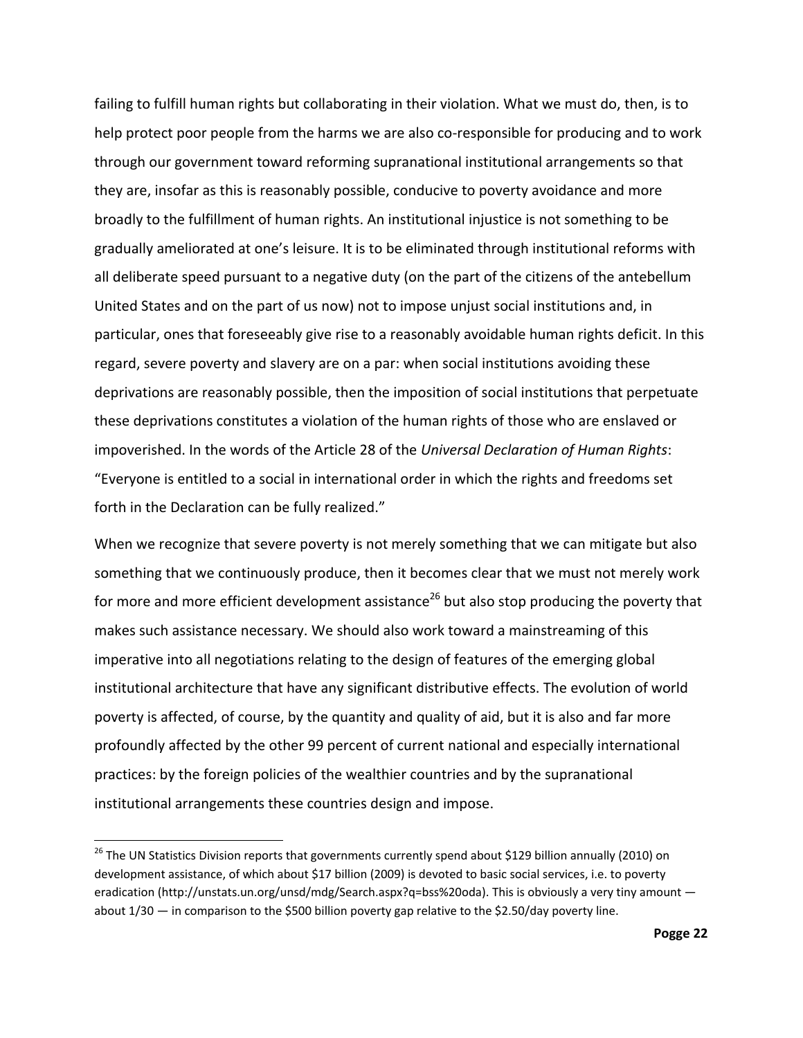failing to fulfill human rights but collaborating in their violation. What we must do, then, is to help protect poor people from the harms we are also co-responsible for producing and to work through our government toward reforming supranational institutional arrangements so that they are, insofar as this is reasonably possible, conducive to poverty avoidance and more broadly to the fulfillment of human rights. An institutional injustice is not something to be gradually ameliorated at one's leisure. It is to be eliminated through institutional reforms with all deliberate speed pursuant to a negative duty (on the part of the citizens of the antebellum United States and on the part of us now) not to impose unjust social institutions and, in particular, ones that foreseeably give rise to a reasonably avoidable human rights deficit. In this regard, severe poverty and slavery are on a par: when social institutions avoiding these deprivations are reasonably possible, then the imposition of social institutions that perpetuate these deprivations constitutes a violation of the human rights of those who are enslaved or impoverished. In the words of the Article 28 of the *Universal Declaration of Human Rights*: "Everyone is entitled to a social in international order in which the rights and freedoms set forth in the Declaration can be fully realized."

When we recognize that severe poverty is not merely something that we can mitigate but also something that we continuously produce, then it becomes clear that we must not merely work for more and more efficient development assistance[26] but also stop producing the poverty that makes such assistance necessary. We should also work toward a mainstreaming of this imperative into all negotiations relating to the design of features of the emerging global institutional architecture that have any significant distributive effects. The evolution of world poverty is affected, of course, by the quantity and quality of aid, but it is also and far more profoundly affected by the other 99 percent of current national and especially international practices: by the foreign policies of the wealthier countries and by the supranational institutional arrangements these countries design and impose.

---

[26] The UN Statistics Division reports that governments currently spend about $129 billion annually (2010) on development assistance, of which about $17 billion (2009) is devoted to basic social services, i.e. to poverty eradication (http://unstats.un.org/unsd/mdg/Search.aspx?q=bss%20oda). This is obviously a very tiny amount — about 1/30 — in comparison to the $500 billion poverty gap relative to the $2.50/day poverty line.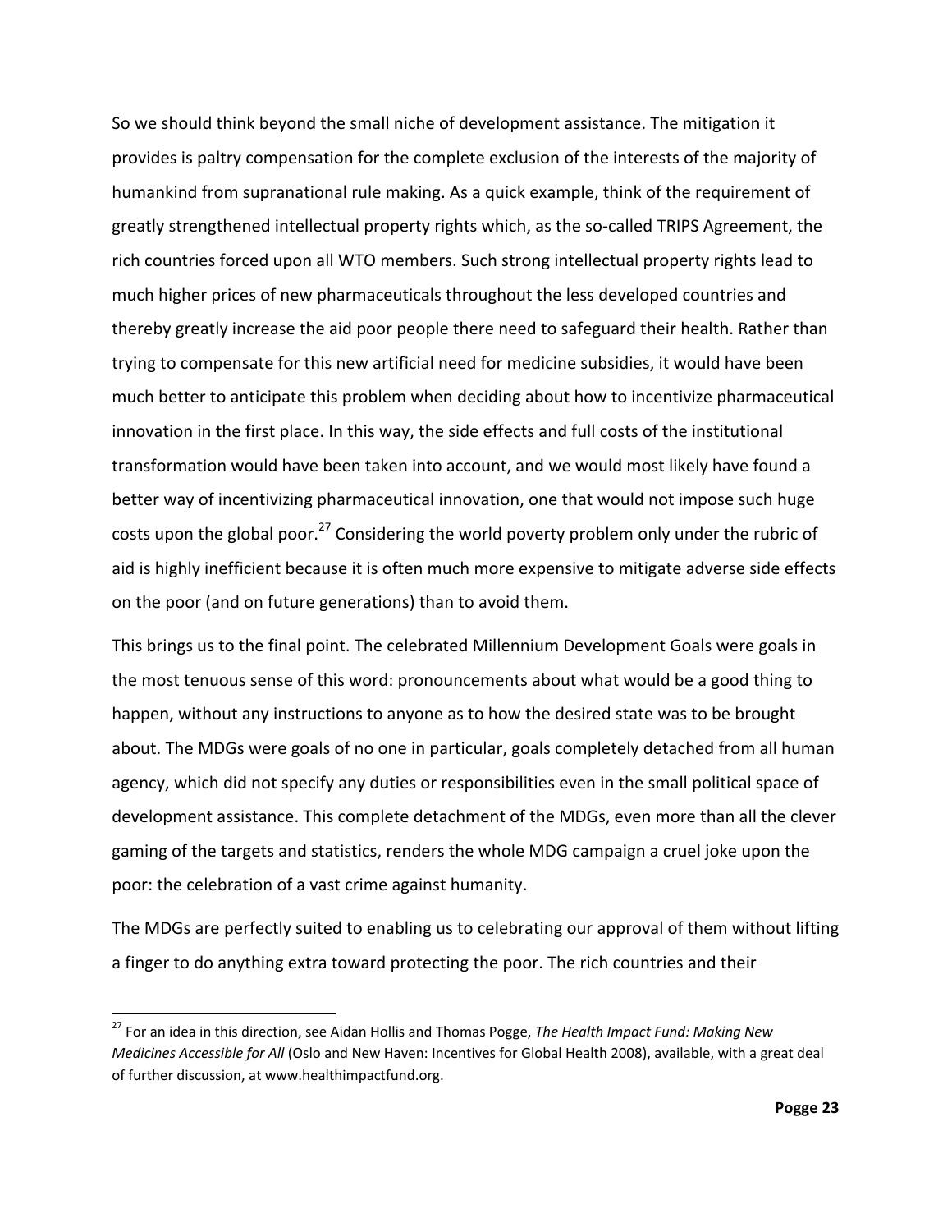So we should think beyond the small niche of development assistance. The mitigation it provides is paltry compensation for the complete exclusion of the interests of the majority of humankind from supranational rule making. As a quick example, think of the requirement of greatly strengthened intellectual property rights which, as the so-called TRIPS Agreement, the rich countries forced upon all WTO members. Such strong intellectual property rights lead to much higher prices of new pharmaceuticals throughout the less developed countries and thereby greatly increase the aid poor people there need to safeguard their health. Rather than trying to compensate for this new artificial need for medicine subsidies, it would have been much better to anticipate this problem when deciding about how to incentivize pharmaceutical innovation in the first place. In this way, the side effects and full costs of the institutional transformation would have been taken into account, and we would most likely have found a better way of incentivizing pharmaceutical innovation, one that would not impose such huge costs upon the global poor.[27] Considering the world poverty problem only under the rubric of aid is highly inefficient because it is often much more expensive to mitigate adverse side effects on the poor (and on future generations) than to avoid them.

This brings us to the final point. The celebrated Millennium Development Goals were goals in the most tenuous sense of this word: pronouncements about what would be a good thing to happen, without any instructions to anyone as to how the desired state was to be brought about. The MDGs were goals of no one in particular, goals completely detached from all human agency, which did not specify any duties or responsibilities even in the small political space of development assistance. This complete detachment of the MDGs, even more than all the clever gaming of the targets and statistics, renders the whole MDG campaign a cruel joke upon the poor: the celebration of a vast crime against humanity.

The MDGs are perfectly suited to enabling us to celebrating our approval of them without lifting a finger to do anything extra toward protecting the poor. The rich countries and their

[27] For an idea in this direction, see Aidan Hollis and Thomas Pogge, *The Health Impact Fund: Making New Medicines Accessible for All* (Oslo and New Haven: Incentives for Global Health 2008), available, with a great deal of further discussion, at www.healthimpactfund.org.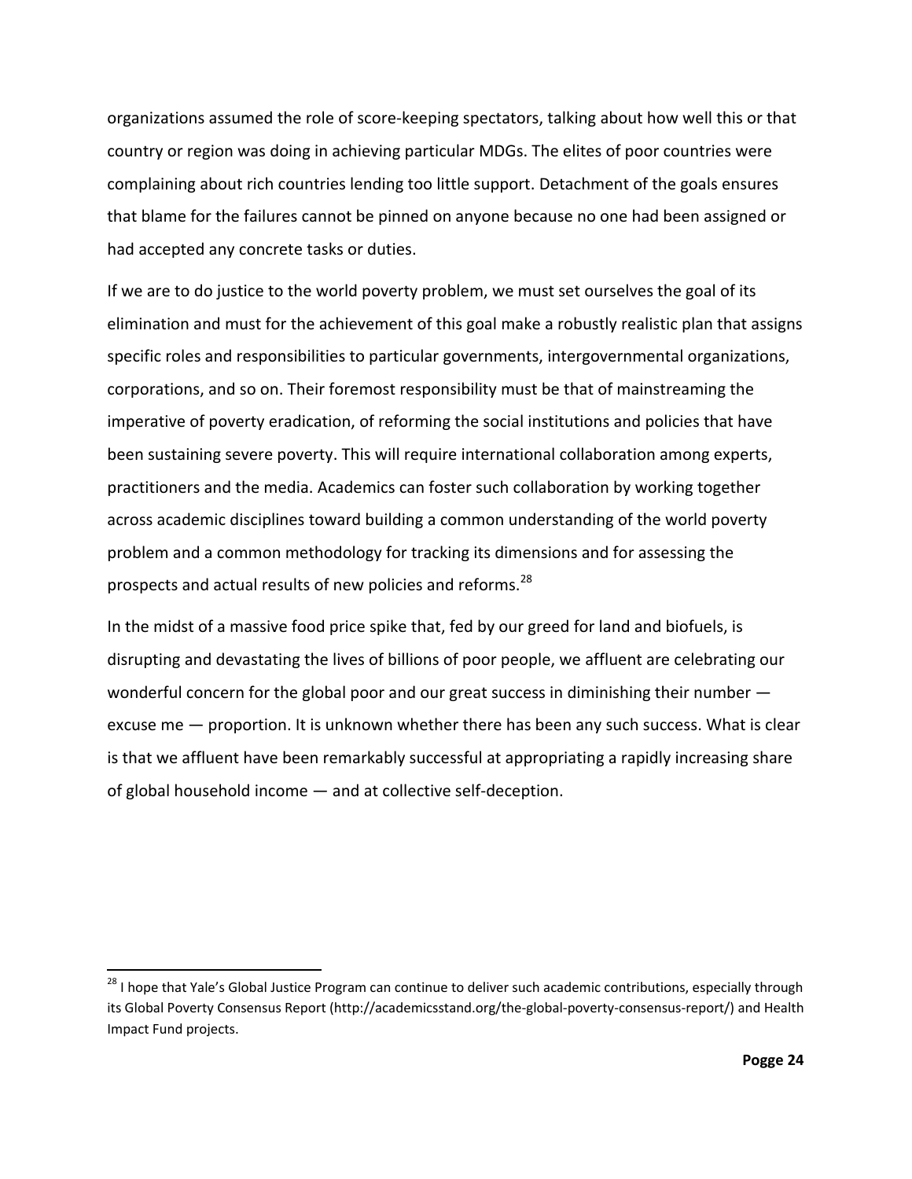organizations assumed the role of score-keeping spectators, talking about how well this or that country or region was doing in achieving particular MDGs. The elites of poor countries were complaining about rich countries lending too little support. Detachment of the goals ensures that blame for the failures cannot be pinned on anyone because no one had been assigned or had accepted any concrete tasks or duties.

If we are to do justice to the world poverty problem, we must set ourselves the goal of its elimination and must for the achievement of this goal make a robustly realistic plan that assigns specific roles and responsibilities to particular governments, intergovernmental organizations, corporations, and so on. Their foremost responsibility must be that of mainstreaming the imperative of poverty eradication, of reforming the social institutions and policies that have been sustaining severe poverty. This will require international collaboration among experts, practitioners and the media. Academics can foster such collaboration by working together across academic disciplines toward building a common understanding of the world poverty problem and a common methodology for tracking its dimensions and for assessing the prospects and actual results of new policies and reforms.[28]

In the midst of a massive food price spike that, fed by our greed for land and biofuels, is disrupting and devastating the lives of billions of poor people, we affluent are celebrating our wonderful concern for the global poor and our great success in diminishing their number — excuse me — proportion. It is unknown whether there has been any such success. What is clear is that we affluent have been remarkably successful at appropriating a rapidly increasing share of global household income — and at collective self-deception.

---

[28] I hope that Yale's Global Justice Program can continue to deliver such academic contributions, especially through its Global Poverty Consensus Report (http://academicsstand.org/the-global-poverty-consensus-report/) and Health Impact Fund projects.